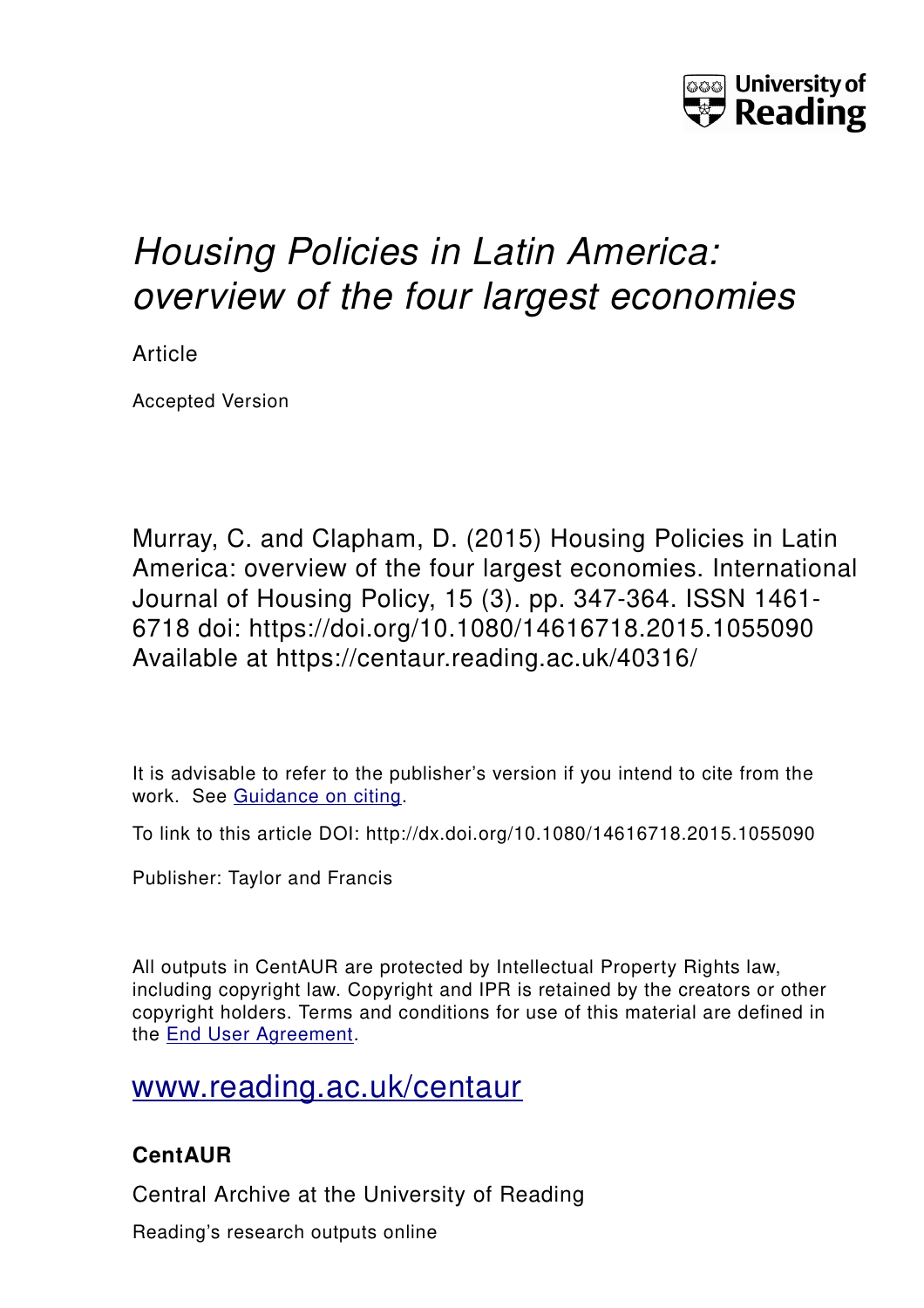University of Reading

# *Housing Policies in Latin America: overview of the four largest economies*

Article

Accepted Version

Murray, C. and Clapham, D. (2015) Housing Policies in Latin America: overview of the four largest economies. International Journal of Housing Policy, 15 (3). pp. 347-364. ISSN 1461-6718 doi: https://doi.org/10.1080/14616718.2015.1055090 Available at https://centaur.reading.ac.uk/40316/

It is advisable to refer to the publisher's version if you intend to cite from the work. See Guidance on citing.

To link to this article DOI: http://dx.doi.org/10.1080/14616718.2015.1055090

Publisher: Taylor and Francis

All outputs in CentAUR are protected by Intellectual Property Rights law, including copyright law. Copyright and IPR is retained by the creators or other copyright holders. Terms and conditions for use of this material are defined in the End User Agreement.

www.reading.ac.uk/centaur

### CentAUR

Central Archive at the University of Reading

Reading's research outputs online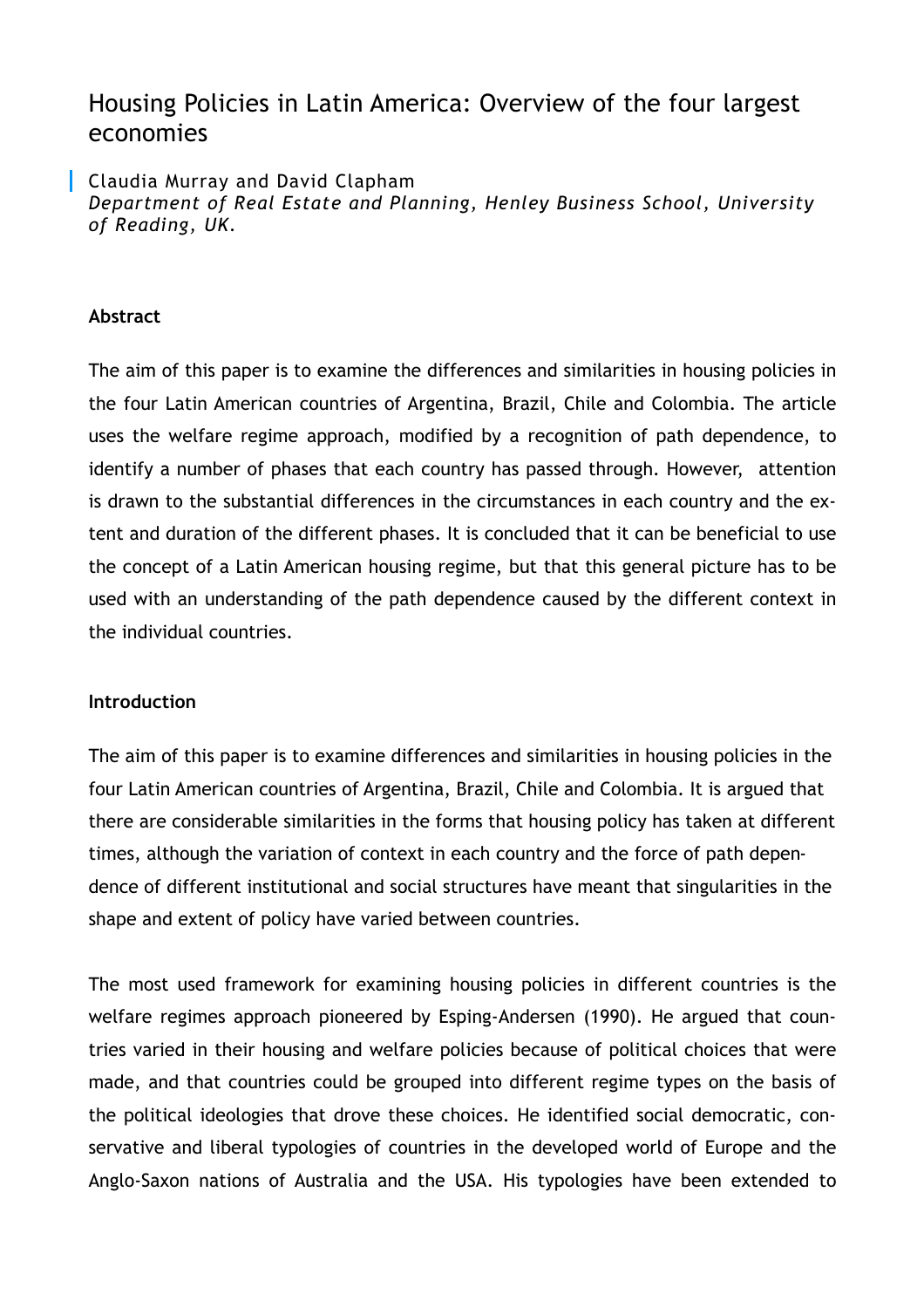# Housing Policies in Latin America: Overview of the four largest economies

Claudia Murray and David Clapham
*Department of Real Estate and Planning, Henley Business School, University of Reading, UK.*

**Abstract**

The aim of this paper is to examine the differences and similarities in housing policies in the four Latin American countries of Argentina, Brazil, Chile and Colombia. The article uses the welfare regime approach, modified by a recognition of path dependence, to identify a number of phases that each country has passed through. However, attention is drawn to the substantial differences in the circumstances in each country and the extent and duration of the different phases. It is concluded that it can be beneficial to use the concept of a Latin American housing regime, but that this general picture has to be used with an understanding of the path dependence caused by the different context in the individual countries.

**Introduction**

The aim of this paper is to examine differences and similarities in housing policies in the four Latin American countries of Argentina, Brazil, Chile and Colombia. It is argued that there are considerable similarities in the forms that housing policy has taken at different times, although the variation of context in each country and the force of path dependence of different institutional and social structures have meant that singularities in the shape and extent of policy have varied between countries.

The most used framework for examining housing policies in different countries is the welfare regimes approach pioneered by Esping-Andersen (1990). He argued that countries varied in their housing and welfare policies because of political choices that were made, and that countries could be grouped into different regime types on the basis of the political ideologies that drove these choices. He identified social democratic, conservative and liberal typologies of countries in the developed world of Europe and the Anglo-Saxon nations of Australia and the USA. His typologies have been extended to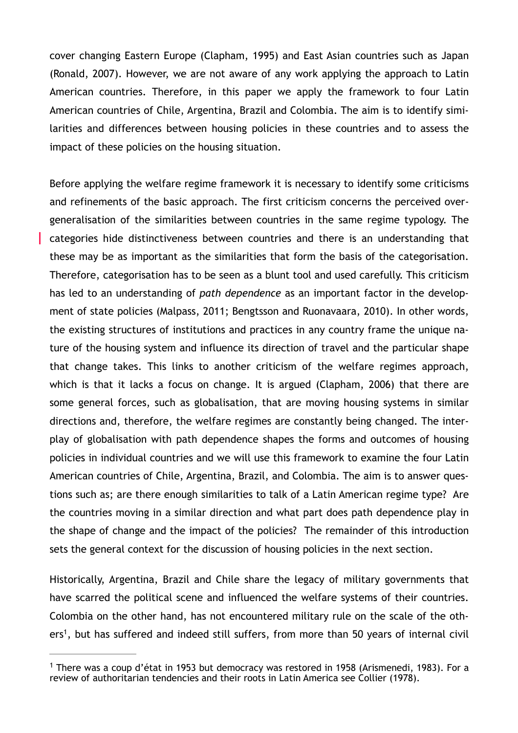cover changing Eastern Europe (Clapham, 1995) and East Asian countries such as Japan (Ronald, 2007). However, we are not aware of any work applying the approach to Latin American countries. Therefore, in this paper we apply the framework to four Latin American countries of Chile, Argentina, Brazil and Colombia. The aim is to identify similarities and differences between housing policies in these countries and to assess the impact of these policies on the housing situation.

Before applying the welfare regime framework it is necessary to identify some criticisms and refinements of the basic approach. The first criticism concerns the perceived over-generalisation of the similarities between countries in the same regime typology. The categories hide distinctiveness between countries and there is an understanding that these may be as important as the similarities that form the basis of the categorisation. Therefore, categorisation has to be seen as a blunt tool and used carefully. This criticism has led to an understanding of *path dependence* as an important factor in the development of state policies (Malpass, 2011; Bengtsson and Ruonavaara, 2010). In other words, the existing structures of institutions and practices in any country frame the unique nature of the housing system and influence its direction of travel and the particular shape that change takes. This links to another criticism of the welfare regimes approach, which is that it lacks a focus on change. It is argued (Clapham, 2006) that there are some general forces, such as globalisation, that are moving housing systems in similar directions and, therefore, the welfare regimes are constantly being changed. The interplay of globalisation with path dependence shapes the forms and outcomes of housing policies in individual countries and we will use this framework to examine the four Latin American countries of Chile, Argentina, Brazil, and Colombia. The aim is to answer questions such as; are there enough similarities to talk of a Latin American regime type? Are the countries moving in a similar direction and what part does path dependence play in the shape of change and the impact of the policies? The remainder of this introduction sets the general context for the discussion of housing policies in the next section.

Historically, Argentina, Brazil and Chile share the legacy of military governments that have scarred the political scene and influenced the welfare systems of their countries. Colombia on the other hand, has not encountered military rule on the scale of the others[1], but has suffered and indeed still suffers, from more than 50 years of internal civil

[1] There was a coup d'état in 1953 but democracy was restored in 1958 (Arismenedi, 1983). For a review of authoritarian tendencies and their roots in Latin America see Collier (1978).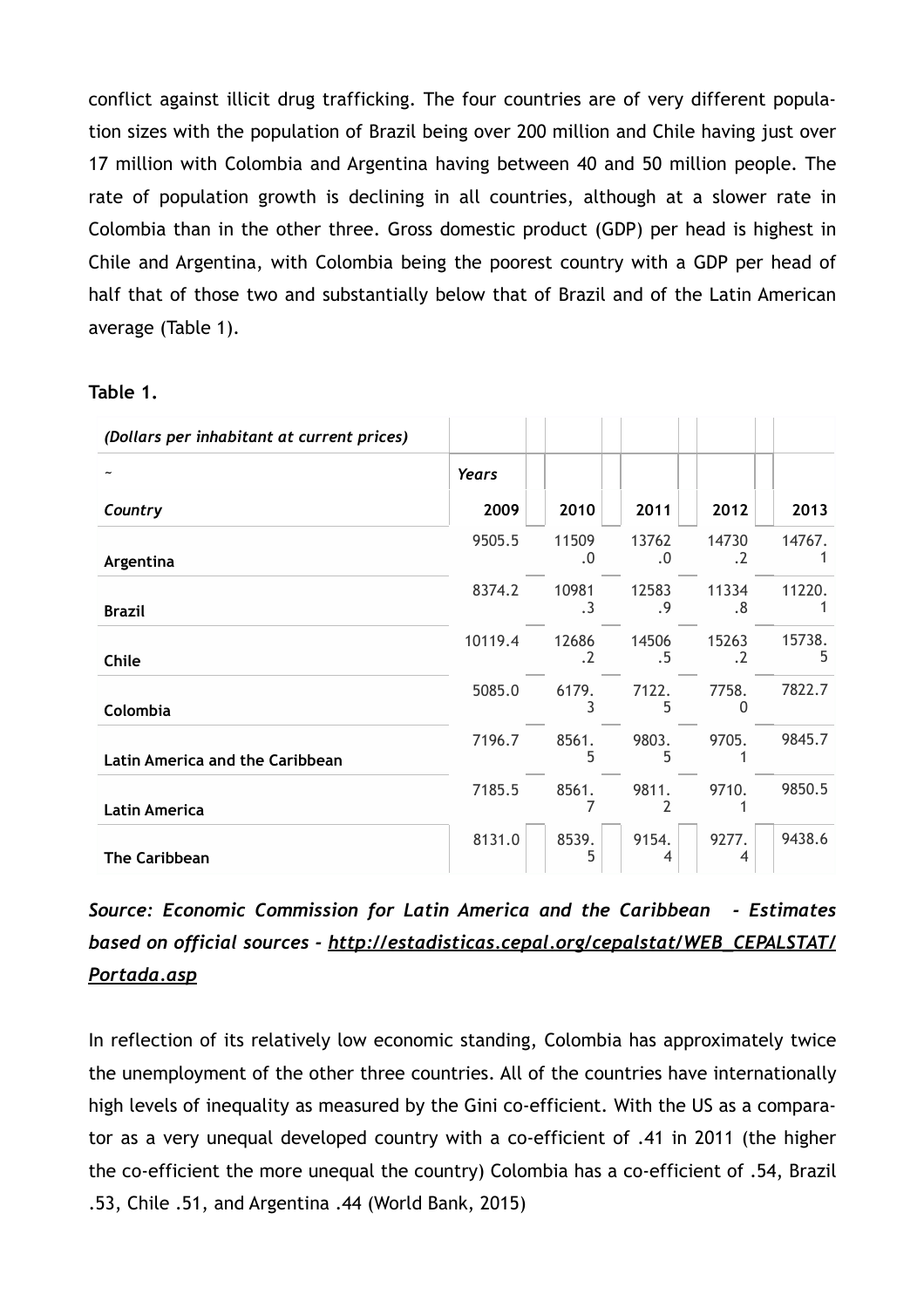conflict against illicit drug trafficking. The four countries are of very different population sizes with the population of Brazil being over 200 million and Chile having just over 17 million with Colombia and Argentina having between 40 and 50 million people. The rate of population growth is declining in all countries, although at a slower rate in Colombia than in the other three. Gross domestic product (GDP) per head is highest in Chile and Argentina, with Colombia being the poorest country with a GDP per head of half that of those two and substantially below that of Brazil and of the Latin American average (Table 1).

**Table 1.**

| *(Dollars per inhabitant at current prices)* | | | | | |
|---|---|---|---|---|---|
| ~ | *Years* | | | | |
| *Country* | **2009** | **2010** | **2011** | **2012** | **2013** |
| **Argentina** | 9505.5 | 11509.0 | 13762.0 | 14730.2 | 14767.1 |
| **Brazil** | 8374.2 | 10981.3 | 12583.9 | 11334.8 | 11220.1 |
| **Chile** | 10119.4 | 12686.2 | 14506.5 | 15263.2 | 15738.5 |
| **Colombia** | 5085.0 | 6179.3 | 7122.5 | 7758.0 | 7822.7 |
| **Latin America and the Caribbean** | 7196.7 | 8561.5 | 9803.5 | 9705.1 | 9845.7 |
| **Latin America** | 7185.5 | 8561.7 | 9811.2 | 9710.1 | 9850.5 |
| **The Caribbean** | 8131.0 | 8539.5 | 9154.4 | 9277.4 | 9438.6 |

***Source: Economic Commission for Latin America and the Caribbean - Estimates based on official sources - http://estadisticas.cepal.org/cepalstat/WEB_CEPALSTAT/Portada.asp***

In reflection of its relatively low economic standing, Colombia has approximately twice the unemployment of the other three countries. All of the countries have internationally high levels of inequality as measured by the Gini co-efficient. With the US as a comparator as a very unequal developed country with a co-efficient of .41 in 2011 (the higher the co-efficient the more unequal the country) Colombia has a co-efficient of .54, Brazil .53, Chile .51, and Argentina .44 (World Bank, 2015)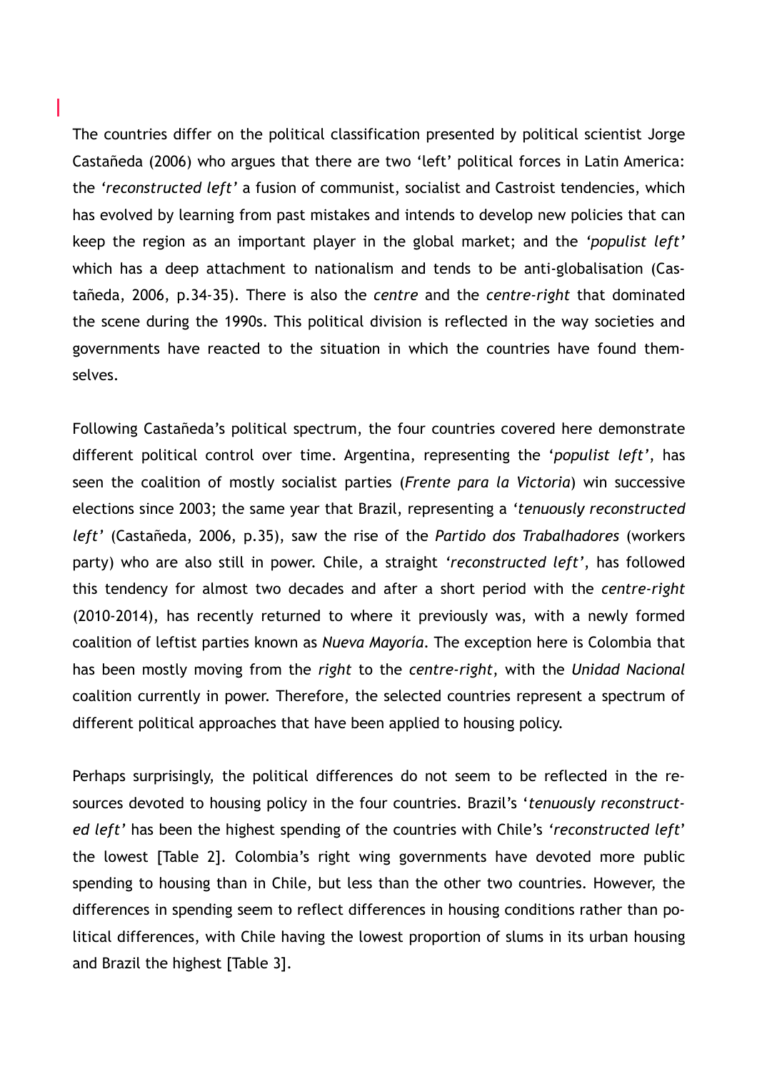The countries differ on the political classification presented by political scientist Jorge Castañeda (2006) who argues that there are two 'left' political forces in Latin America: the *'reconstructed left'* a fusion of communist, socialist and Castroist tendencies, which has evolved by learning from past mistakes and intends to develop new policies that can keep the region as an important player in the global market; and the *'populist left'* which has a deep attachment to nationalism and tends to be anti-globalisation (Castañeda, 2006, p.34-35). There is also the *centre* and the *centre-right* that dominated the scene during the 1990s. This political division is reflected in the way societies and governments have reacted to the situation in which the countries have found themselves.

Following Castañeda's political spectrum, the four countries covered here demonstrate different political control over time. Argentina, representing the '*populist left*', has seen the coalition of mostly socialist parties (*Frente para la Victoria*) win successive elections since 2003; the same year that Brazil, representing a *'tenuously reconstructed left'* (Castañeda, 2006, p.35), saw the rise of the *Partido dos Trabalhadores* (workers party) who are also still in power. Chile, a straight *'reconstructed left'*, has followed this tendency for almost two decades and after a short period with the *centre-right* (2010-2014), has recently returned to where it previously was, with a newly formed coalition of leftist parties known as *Nueva Mayoría*. The exception here is Colombia that has been mostly moving from the *right* to the *centre-right*, with the *Unidad Nacional* coalition currently in power. Therefore, the selected countries represent a spectrum of different political approaches that have been applied to housing policy.

Perhaps surprisingly, the political differences do not seem to be reflected in the resources devoted to housing policy in the four countries. Brazil's '*tenuously reconstructed left'* has been the highest spending of the countries with Chile's *'reconstructed left*' the lowest [Table 2]. Colombia's right wing governments have devoted more public spending to housing than in Chile, but less than the other two countries. However, the differences in spending seem to reflect differences in housing conditions rather than political differences, with Chile having the lowest proportion of slums in its urban housing and Brazil the highest [Table 3].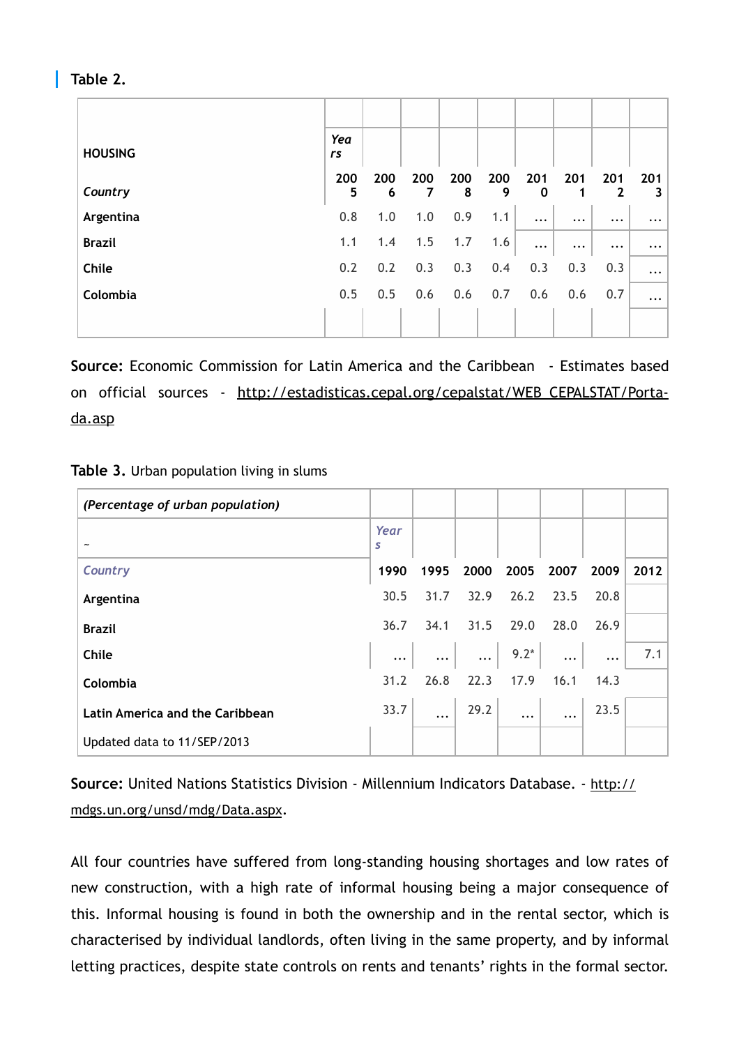## Table 2.

| HOUSING | Years | | | | | | | | |
|---|---|---|---|---|---|---|---|---|---|
| *Country* | 2005 | 2006 | 2007 | 2008 | 2009 | 2010 | 2011 | 2012 | 2013 |
| Argentina | 0.8 | 1.0 | 1.0 | 0.9 | 1.1 | … | … | … | … |
| Brazil | 1.1 | 1.4 | 1.5 | 1.7 | 1.6 | … | … | … | … |
| Chile | 0.2 | 0.2 | 0.3 | 0.3 | 0.4 | 0.3 | 0.3 | 0.3 | … |
| Colombia | 0.5 | 0.5 | 0.6 | 0.6 | 0.7 | 0.6 | 0.6 | 0.7 | … |

**Source:** Economic Commission for Latin America and the Caribbean - Estimates based on official sources - http://estadisticas.cepal.org/cepalstat/WEB_CEPALSTAT/Portada.asp

**Table 3.** Urban population living in slums

| *(Percentage of urban population)* | | | | | | | |
|---|---|---|---|---|---|---|---|
| ~ | *Years* | | | | | | |
| *Country* | 1990 | 1995 | 2000 | 2005 | 2007 | 2009 | 2012 |
| Argentina | 30.5 | 31.7 | 32.9 | 26.2 | 23.5 | 20.8 | |
| Brazil | 36.7 | 34.1 | 31.5 | 29.0 | 28.0 | 26.9 | |
| Chile | … | … | … | 9.2* | … | … | 7.1 |
| Colombia | 31.2 | 26.8 | 22.3 | 17.9 | 16.1 | 14.3 | |
| Latin America and the Caribbean | 33.7 | … | 29.2 | … | … | 23.5 | |
| Updated data to 11/SEP/2013 | | | | | | | |

**Source:** United Nations Statistics Division - Millennium Indicators Database. - http://mdgs.un.org/unsd/mdg/Data.aspx.

All four countries have suffered from long-standing housing shortages and low rates of new construction, with a high rate of informal housing being a major consequence of this. Informal housing is found in both the ownership and in the rental sector, which is characterised by individual landlords, often living in the same property, and by informal letting practices, despite state controls on rents and tenants' rights in the formal sector.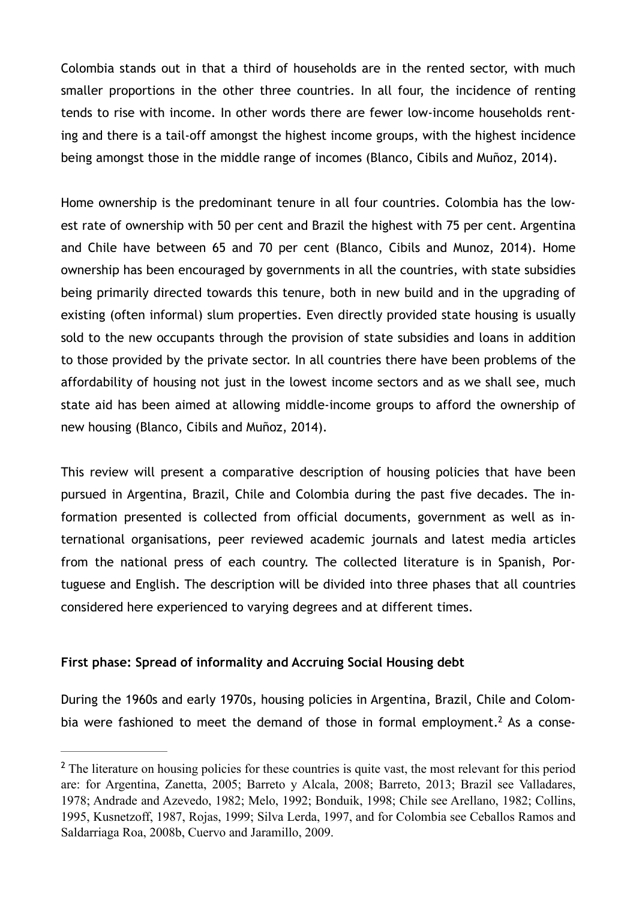Colombia stands out in that a third of households are in the rented sector, with much smaller proportions in the other three countries. In all four, the incidence of renting tends to rise with income. In other words there are fewer low-income households renting and there is a tail-off amongst the highest income groups, with the highest incidence being amongst those in the middle range of incomes (Blanco, Cibils and Muñoz, 2014).

Home ownership is the predominant tenure in all four countries. Colombia has the lowest rate of ownership with 50 per cent and Brazil the highest with 75 per cent. Argentina and Chile have between 65 and 70 per cent (Blanco, Cibils and Munoz, 2014). Home ownership has been encouraged by governments in all the countries, with state subsidies being primarily directed towards this tenure, both in new build and in the upgrading of existing (often informal) slum properties. Even directly provided state housing is usually sold to the new occupants through the provision of state subsidies and loans in addition to those provided by the private sector. In all countries there have been problems of the affordability of housing not just in the lowest income sectors and as we shall see, much state aid has been aimed at allowing middle-income groups to afford the ownership of new housing (Blanco, Cibils and Muñoz, 2014).

This review will present a comparative description of housing policies that have been pursued in Argentina, Brazil, Chile and Colombia during the past five decades. The information presented is collected from official documents, government as well as international organisations, peer reviewed academic journals and latest media articles from the national press of each country. The collected literature is in Spanish, Portuguese and English. The description will be divided into three phases that all countries considered here experienced to varying degrees and at different times.

### First phase: Spread of informality and Accruing Social Housing debt

During the 1960s and early 1970s, housing policies in Argentina, Brazil, Chile and Colombia were fashioned to meet the demand of those in formal employment.[2] As a conse-

[2] The literature on housing policies for these countries is quite vast, the most relevant for this period are: for Argentina, Zanetta, 2005; Barreto y Alcala, 2008; Barreto, 2013; Brazil see Valladares, 1978; Andrade and Azevedo, 1982; Melo, 1992; Bonduik, 1998; Chile see Arellano, 1982; Collins, 1995, Kusnetzoff, 1987, Rojas, 1999; Silva Lerda, 1997, and for Colombia see Ceballos Ramos and Saldarriaga Roa, 2008b, Cuervo and Jaramillo, 2009.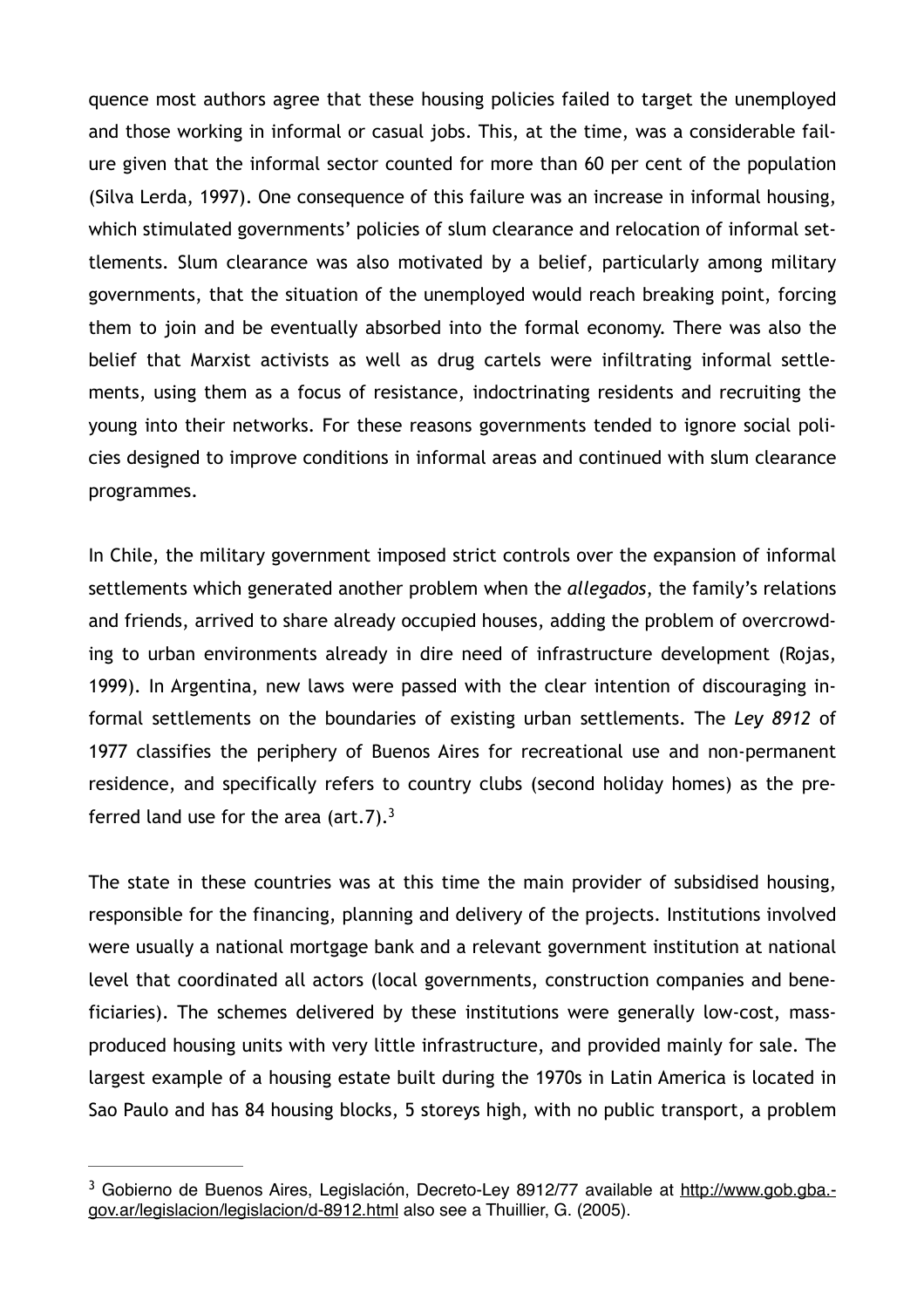quence most authors agree that these housing policies failed to target the unemployed and those working in informal or casual jobs. This, at the time, was a considerable failure given that the informal sector counted for more than 60 per cent of the population (Silva Lerda, 1997). One consequence of this failure was an increase in informal housing, which stimulated governments' policies of slum clearance and relocation of informal settlements. Slum clearance was also motivated by a belief, particularly among military governments, that the situation of the unemployed would reach breaking point, forcing them to join and be eventually absorbed into the formal economy. There was also the belief that Marxist activists as well as drug cartels were infiltrating informal settlements, using them as a focus of resistance, indoctrinating residents and recruiting the young into their networks. For these reasons governments tended to ignore social policies designed to improve conditions in informal areas and continued with slum clearance programmes.

In Chile, the military government imposed strict controls over the expansion of informal settlements which generated another problem when the *allegados*, the family's relations and friends, arrived to share already occupied houses, adding the problem of overcrowding to urban environments already in dire need of infrastructure development (Rojas, 1999). In Argentina, new laws were passed with the clear intention of discouraging informal settlements on the boundaries of existing urban settlements. The *Ley 8912* of 1977 classifies the periphery of Buenos Aires for recreational use and non-permanent residence, and specifically refers to country clubs (second holiday homes) as the preferred land use for the area (art.7).[3]

The state in these countries was at this time the main provider of subsidised housing, responsible for the financing, planning and delivery of the projects. Institutions involved were usually a national mortgage bank and a relevant government institution at national level that coordinated all actors (local governments, construction companies and beneficiaries). The schemes delivered by these institutions were generally low-cost, mass-produced housing units with very little infrastructure, and provided mainly for sale. The largest example of a housing estate built during the 1970s in Latin America is located in Sao Paulo and has 84 housing blocks, 5 storeys high, with no public transport, a problem

---

[3] Gobierno de Buenos Aires, Legislación, Decreto-Ley 8912/77 available at http://www.gob.gba.gov.ar/legislacion/legislacion/d-8912.html also see a Thuillier, G. (2005).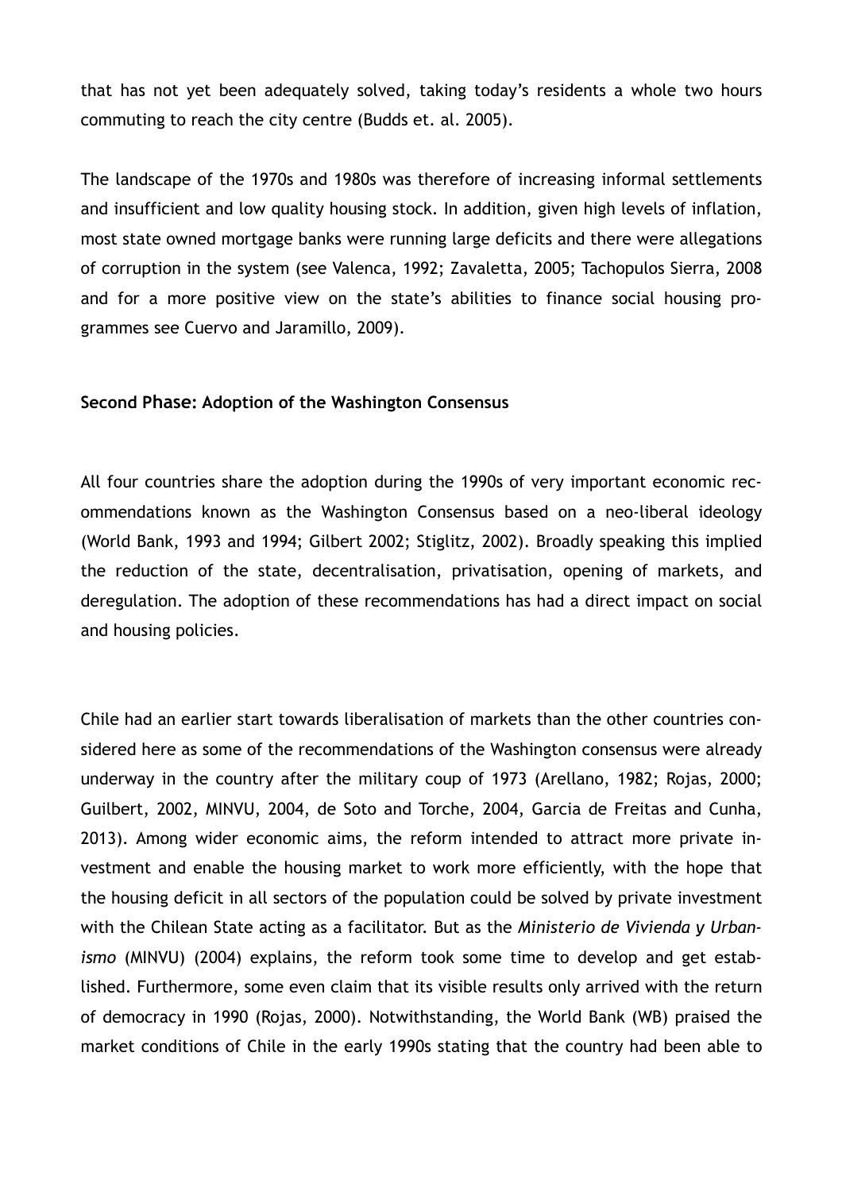that has not yet been adequately solved, taking today's residents a whole two hours commuting to reach the city centre (Budds et. al. 2005).

The landscape of the 1970s and 1980s was therefore of increasing informal settlements and insufficient and low quality housing stock. In addition, given high levels of inflation, most state owned mortgage banks were running large deficits and there were allegations of corruption in the system (see Valenca, 1992; Zavaletta, 2005; Tachopulos Sierra, 2008 and for a more positive view on the state's abilities to finance social housing programmes see Cuervo and Jaramillo, 2009).

### Second Phase: Adoption of the Washington Consensus

All four countries share the adoption during the 1990s of very important economic recommendations known as the Washington Consensus based on a neo-liberal ideology (World Bank, 1993 and 1994; Gilbert 2002; Stiglitz, 2002). Broadly speaking this implied the reduction of the state, decentralisation, privatisation, opening of markets, and deregulation. The adoption of these recommendations has had a direct impact on social and housing policies.

Chile had an earlier start towards liberalisation of markets than the other countries considered here as some of the recommendations of the Washington consensus were already underway in the country after the military coup of 1973 (Arellano, 1982; Rojas, 2000; Guilbert, 2002, MINVU, 2004, de Soto and Torche, 2004, Garcia de Freitas and Cunha, 2013). Among wider economic aims, the reform intended to attract more private investment and enable the housing market to work more efficiently, with the hope that the housing deficit in all sectors of the population could be solved by private investment with the Chilean State acting as a facilitator. But as the *Ministerio de Vivienda y Urbanismo* (MINVU) (2004) explains, the reform took some time to develop and get established. Furthermore, some even claim that its visible results only arrived with the return of democracy in 1990 (Rojas, 2000). Notwithstanding, the World Bank (WB) praised the market conditions of Chile in the early 1990s stating that the country had been able to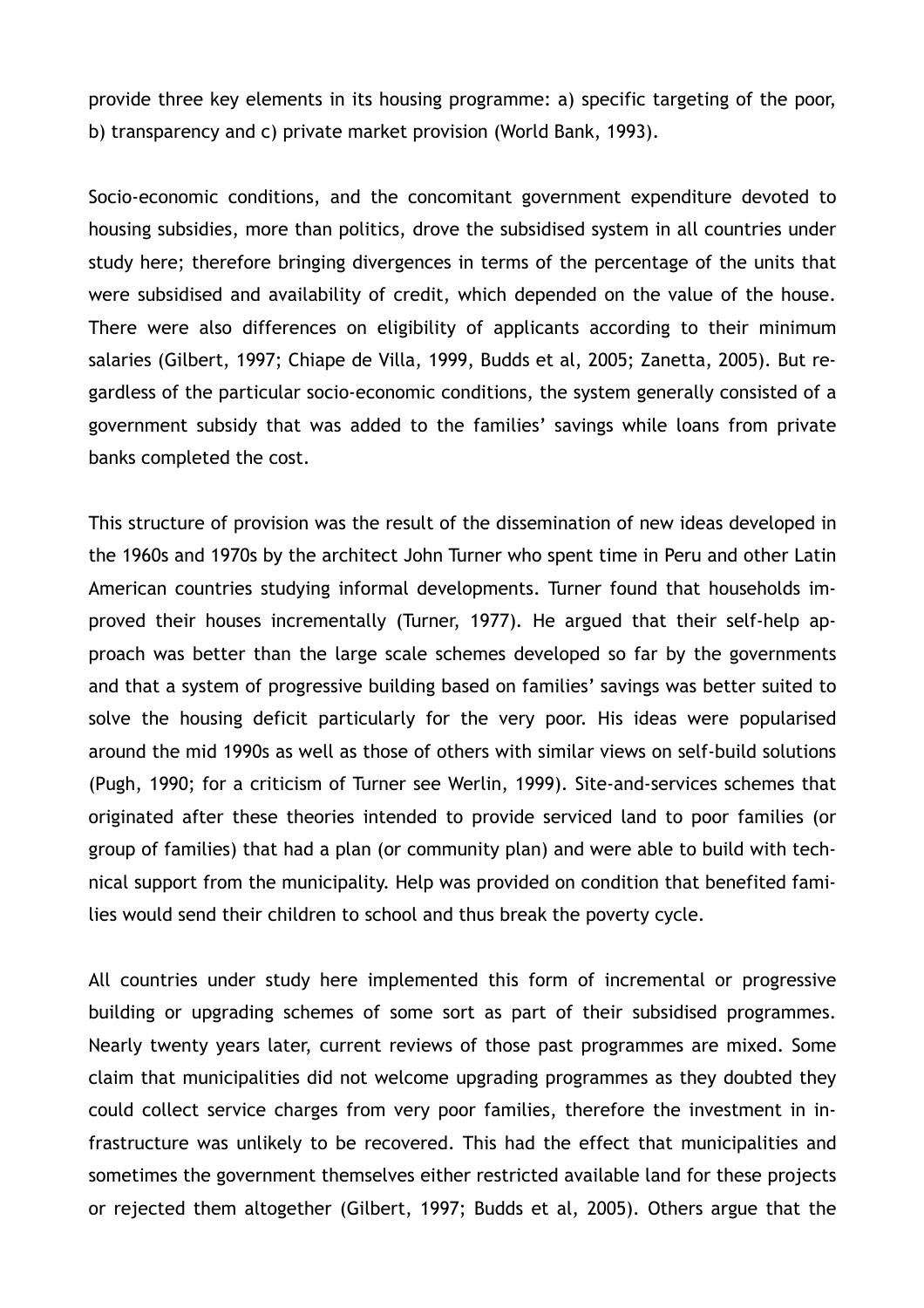provide three key elements in its housing programme: a) specific targeting of the poor, b) transparency and c) private market provision (World Bank, 1993).

Socio-economic conditions, and the concomitant government expenditure devoted to housing subsidies, more than politics, drove the subsidised system in all countries under study here; therefore bringing divergences in terms of the percentage of the units that were subsidised and availability of credit, which depended on the value of the house. There were also differences on eligibility of applicants according to their minimum salaries (Gilbert, 1997; Chiape de Villa, 1999, Budds et al, 2005; Zanetta, 2005). But regardless of the particular socio-economic conditions, the system generally consisted of a government subsidy that was added to the families' savings while loans from private banks completed the cost.

This structure of provision was the result of the dissemination of new ideas developed in the 1960s and 1970s by the architect John Turner who spent time in Peru and other Latin American countries studying informal developments. Turner found that households improved their houses incrementally (Turner, 1977). He argued that their self-help approach was better than the large scale schemes developed so far by the governments and that a system of progressive building based on families' savings was better suited to solve the housing deficit particularly for the very poor. His ideas were popularised around the mid 1990s as well as those of others with similar views on self-build solutions (Pugh, 1990; for a criticism of Turner see Werlin, 1999). Site-and-services schemes that originated after these theories intended to provide serviced land to poor families (or group of families) that had a plan (or community plan) and were able to build with technical support from the municipality. Help was provided on condition that benefited families would send their children to school and thus break the poverty cycle.

All countries under study here implemented this form of incremental or progressive building or upgrading schemes of some sort as part of their subsidised programmes. Nearly twenty years later, current reviews of those past programmes are mixed. Some claim that municipalities did not welcome upgrading programmes as they doubted they could collect service charges from very poor families, therefore the investment in infrastructure was unlikely to be recovered. This had the effect that municipalities and sometimes the government themselves either restricted available land for these projects or rejected them altogether (Gilbert, 1997; Budds et al, 2005). Others argue that the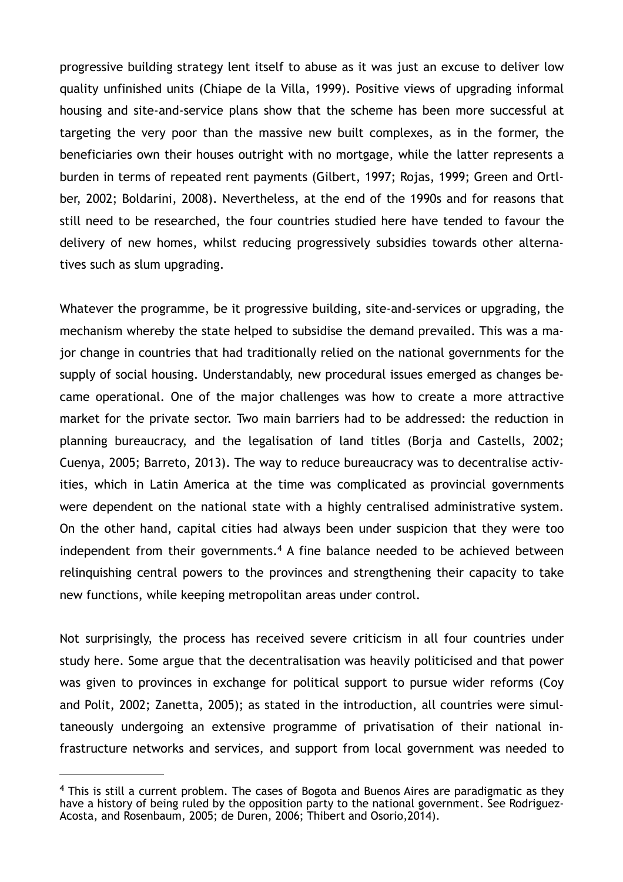progressive building strategy lent itself to abuse as it was just an excuse to deliver low quality unfinished units (Chiape de la Villa, 1999). Positive views of upgrading informal housing and site-and-service plans show that the scheme has been more successful at targeting the very poor than the massive new built complexes, as in the former, the beneficiaries own their houses outright with no mortgage, while the latter represents a burden in terms of repeated rent payments (Gilbert, 1997; Rojas, 1999; Green and Ortlber, 2002; Boldarini, 2008). Nevertheless, at the end of the 1990s and for reasons that still need to be researched, the four countries studied here have tended to favour the delivery of new homes, whilst reducing progressively subsidies towards other alternatives such as slum upgrading.

Whatever the programme, be it progressive building, site-and-services or upgrading, the mechanism whereby the state helped to subsidise the demand prevailed. This was a major change in countries that had traditionally relied on the national governments for the supply of social housing. Understandably, new procedural issues emerged as changes became operational. One of the major challenges was how to create a more attractive market for the private sector. Two main barriers had to be addressed: the reduction in planning bureaucracy, and the legalisation of land titles (Borja and Castells, 2002; Cuenya, 2005; Barreto, 2013). The way to reduce bureaucracy was to decentralise activities, which in Latin America at the time was complicated as provincial governments were dependent on the national state with a highly centralised administrative system. On the other hand, capital cities had always been under suspicion that they were too independent from their governments.[4] A fine balance needed to be achieved between relinquishing central powers to the provinces and strengthening their capacity to take new functions, while keeping metropolitan areas under control.

Not surprisingly, the process has received severe criticism in all four countries under study here. Some argue that the decentralisation was heavily politicised and that power was given to provinces in exchange for political support to pursue wider reforms (Coy and Polit, 2002; Zanetta, 2005); as stated in the introduction, all countries were simultaneously undergoing an extensive programme of privatisation of their national infrastructure networks and services, and support from local government was needed to

---

[4] This is still a current problem. The cases of Bogota and Buenos Aires are paradigmatic as they have a history of being ruled by the opposition party to the national government. See Rodriguez-Acosta, and Rosenbaum, 2005; de Duren, 2006; Thibert and Osorio,2014).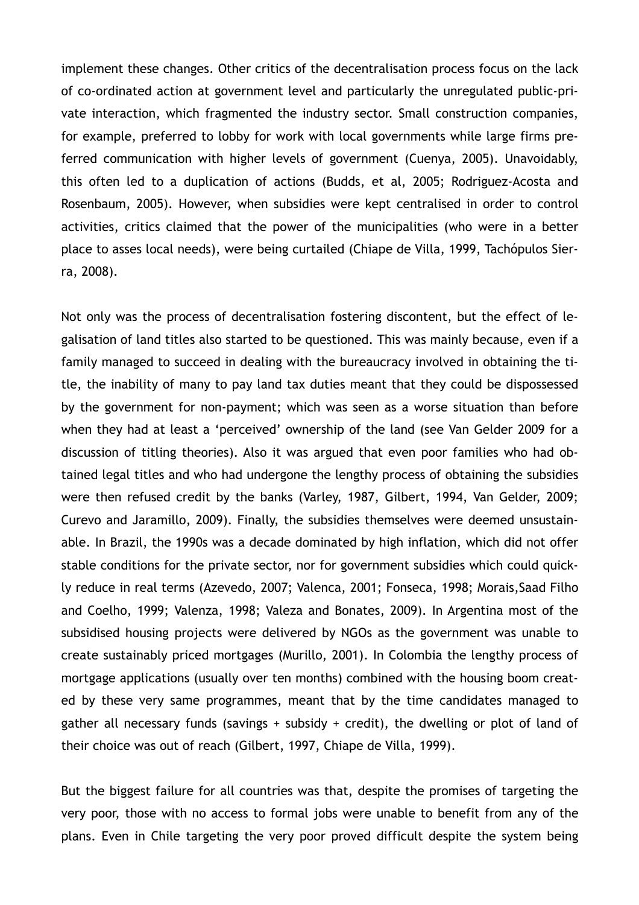implement these changes. Other critics of the decentralisation process focus on the lack of co-ordinated action at government level and particularly the unregulated public-private interaction, which fragmented the industry sector. Small construction companies, for example, preferred to lobby for work with local governments while large firms preferred communication with higher levels of government (Cuenya, 2005). Unavoidably, this often led to a duplication of actions (Budds, et al, 2005; Rodriguez-Acosta and Rosenbaum, 2005). However, when subsidies were kept centralised in order to control activities, critics claimed that the power of the municipalities (who were in a better place to asses local needs), were being curtailed (Chiape de Villa, 1999, Tachópulos Sierra, 2008).

Not only was the process of decentralisation fostering discontent, but the effect of legalisation of land titles also started to be questioned. This was mainly because, even if a family managed to succeed in dealing with the bureaucracy involved in obtaining the title, the inability of many to pay land tax duties meant that they could be dispossessed by the government for non-payment; which was seen as a worse situation than before when they had at least a 'perceived' ownership of the land (see Van Gelder 2009 for a discussion of titling theories). Also it was argued that even poor families who had obtained legal titles and who had undergone the lengthy process of obtaining the subsidies were then refused credit by the banks (Varley, 1987, Gilbert, 1994, Van Gelder, 2009; Curevo and Jaramillo, 2009). Finally, the subsidies themselves were deemed unsustainable. In Brazil, the 1990s was a decade dominated by high inflation, which did not offer stable conditions for the private sector, nor for government subsidies which could quickly reduce in real terms (Azevedo, 2007; Valenca, 2001; Fonseca, 1998; Morais,Saad Filho and Coelho, 1999; Valenza, 1998; Valeza and Bonates, 2009). In Argentina most of the subsidised housing projects were delivered by NGOs as the government was unable to create sustainably priced mortgages (Murillo, 2001). In Colombia the lengthy process of mortgage applications (usually over ten months) combined with the housing boom created by these very same programmes, meant that by the time candidates managed to gather all necessary funds (savings + subsidy + credit), the dwelling or plot of land of their choice was out of reach (Gilbert, 1997, Chiape de Villa, 1999).

But the biggest failure for all countries was that, despite the promises of targeting the very poor, those with no access to formal jobs were unable to benefit from any of the plans. Even in Chile targeting the very poor proved difficult despite the system being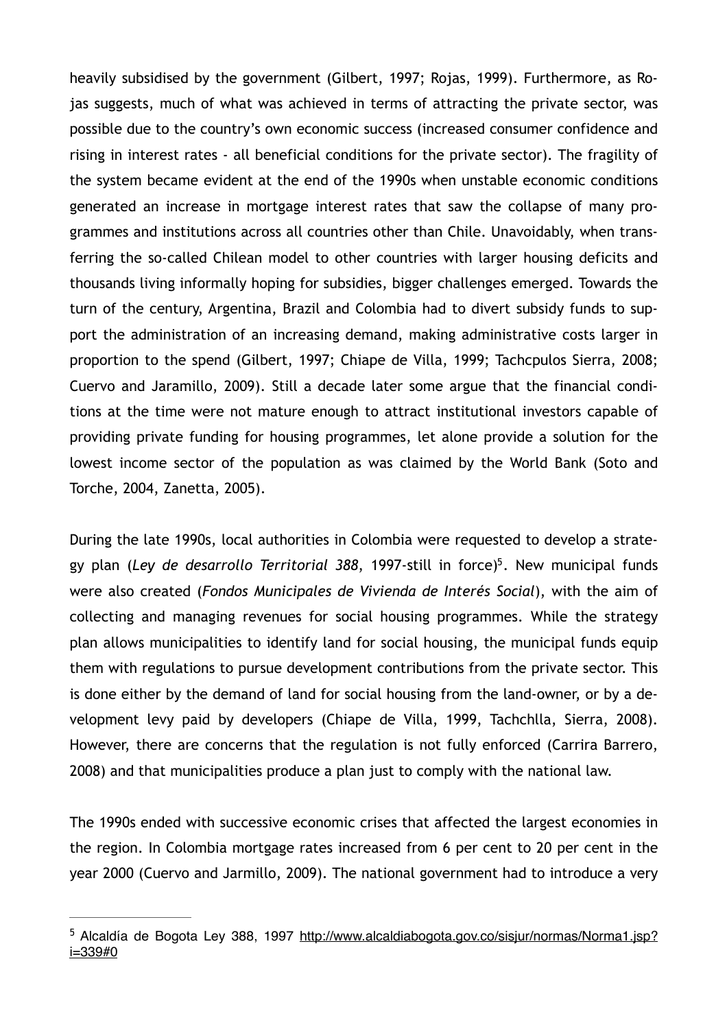heavily subsidised by the government (Gilbert, 1997; Rojas, 1999). Furthermore, as Rojas suggests, much of what was achieved in terms of attracting the private sector, was possible due to the country's own economic success (increased consumer confidence and rising in interest rates - all beneficial conditions for the private sector). The fragility of the system became evident at the end of the 1990s when unstable economic conditions generated an increase in mortgage interest rates that saw the collapse of many programmes and institutions across all countries other than Chile. Unavoidably, when transferring the so-called Chilean model to other countries with larger housing deficits and thousands living informally hoping for subsidies, bigger challenges emerged. Towards the turn of the century, Argentina, Brazil and Colombia had to divert subsidy funds to support the administration of an increasing demand, making administrative costs larger in proportion to the spend (Gilbert, 1997; Chiape de Villa, 1999; Tachcpulos Sierra, 2008; Cuervo and Jaramillo, 2009). Still a decade later some argue that the financial conditions at the time were not mature enough to attract institutional investors capable of providing private funding for housing programmes, let alone provide a solution for the lowest income sector of the population as was claimed by the World Bank (Soto and Torche, 2004, Zanetta, 2005).

During the late 1990s, local authorities in Colombia were requested to develop a strategy plan (*Ley de desarrollo Territorial 388*, 1997-still in force)[5]. New municipal funds were also created (*Fondos Municipales de Vivienda de Interés Social*), with the aim of collecting and managing revenues for social housing programmes. While the strategy plan allows municipalities to identify land for social housing, the municipal funds equip them with regulations to pursue development contributions from the private sector. This is done either by the demand of land for social housing from the land-owner, or by a development levy paid by developers (Chiape de Villa, 1999, Tachchlla, Sierra, 2008). However, there are concerns that the regulation is not fully enforced (Carrira Barrero, 2008) and that municipalities produce a plan just to comply with the national law.

The 1990s ended with successive economic crises that affected the largest economies in the region. In Colombia mortgage rates increased from 6 per cent to 20 per cent in the year 2000 (Cuervo and Jarmillo, 2009). The national government had to introduce a very

---

[5] Alcaldía de Bogota Ley 388, 1997 http://www.alcaldiabogota.gov.co/sisjur/normas/Norma1.jsp?i=339#0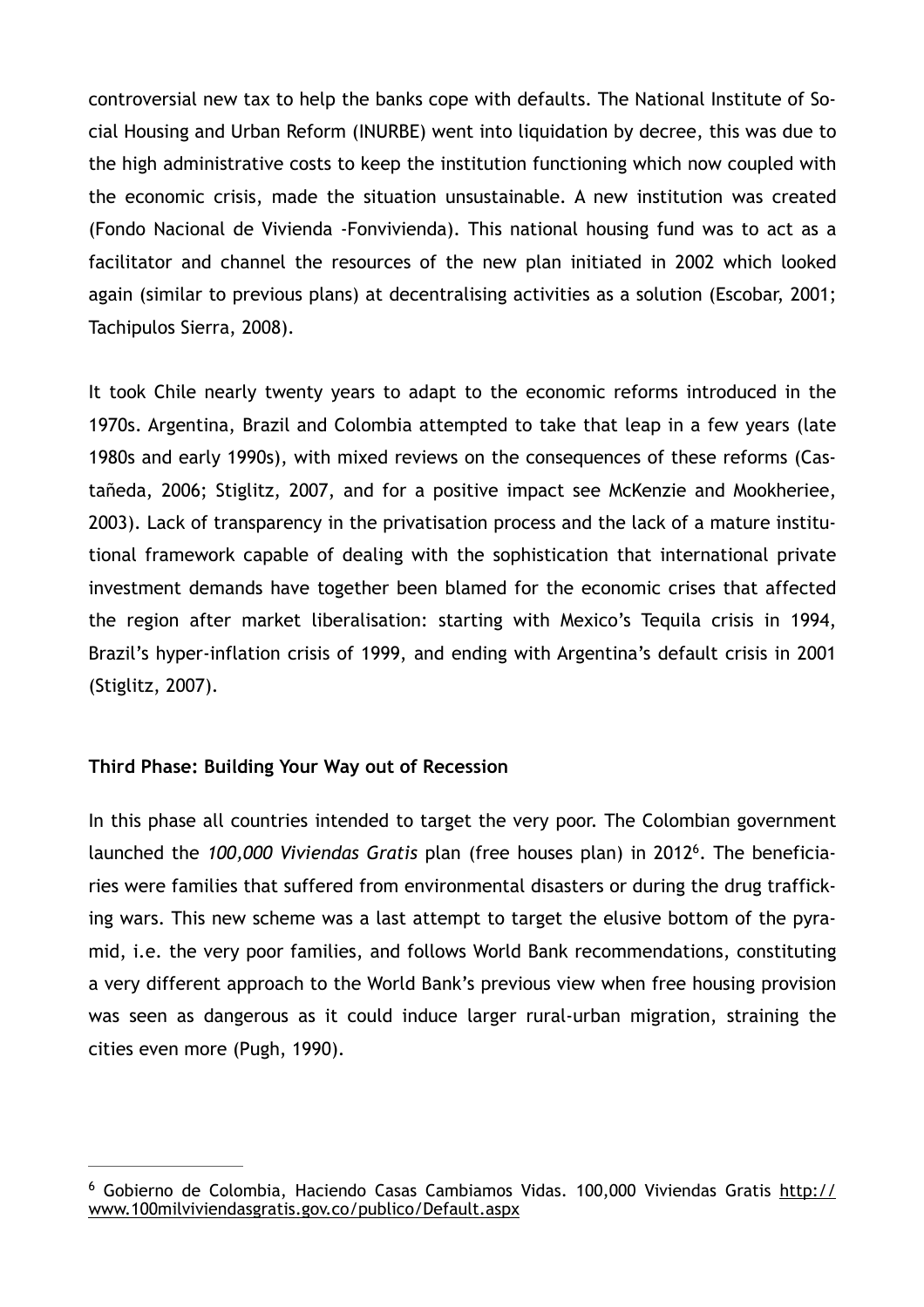controversial new tax to help the banks cope with defaults. The National Institute of Social Housing and Urban Reform (INURBE) went into liquidation by decree, this was due to the high administrative costs to keep the institution functioning which now coupled with the economic crisis, made the situation unsustainable. A new institution was created (Fondo Nacional de Vivienda -Fonvivienda). This national housing fund was to act as a facilitator and channel the resources of the new plan initiated in 2002 which looked again (similar to previous plans) at decentralising activities as a solution (Escobar, 2001; Tachipulos Sierra, 2008).

It took Chile nearly twenty years to adapt to the economic reforms introduced in the 1970s. Argentina, Brazil and Colombia attempted to take that leap in a few years (late 1980s and early 1990s), with mixed reviews on the consequences of these reforms (Castañeda, 2006; Stiglitz, 2007, and for a positive impact see McKenzie and Mookheriee, 2003). Lack of transparency in the privatisation process and the lack of a mature institutional framework capable of dealing with the sophistication that international private investment demands have together been blamed for the economic crises that affected the region after market liberalisation: starting with Mexico's Tequila crisis in 1994, Brazil's hyper-inflation crisis of 1999, and ending with Argentina's default crisis in 2001 (Stiglitz, 2007).

### Third Phase: Building Your Way out of Recession

In this phase all countries intended to target the very poor. The Colombian government launched the *100,000 Viviendas Gratis* plan (free houses plan) in 2012[6]. The beneficiaries were families that suffered from environmental disasters or during the drug trafficking wars. This new scheme was a last attempt to target the elusive bottom of the pyramid, i.e. the very poor families, and follows World Bank recommendations, constituting a very different approach to the World Bank's previous view when free housing provision was seen as dangerous as it could induce larger rural-urban migration, straining the cities even more (Pugh, 1990).

---

[6] Gobierno de Colombia, Haciendo Casas Cambiamos Vidas. 100,000 Viviendas Gratis http://www.100milviviendasgratis.gov.co/publico/Default.aspx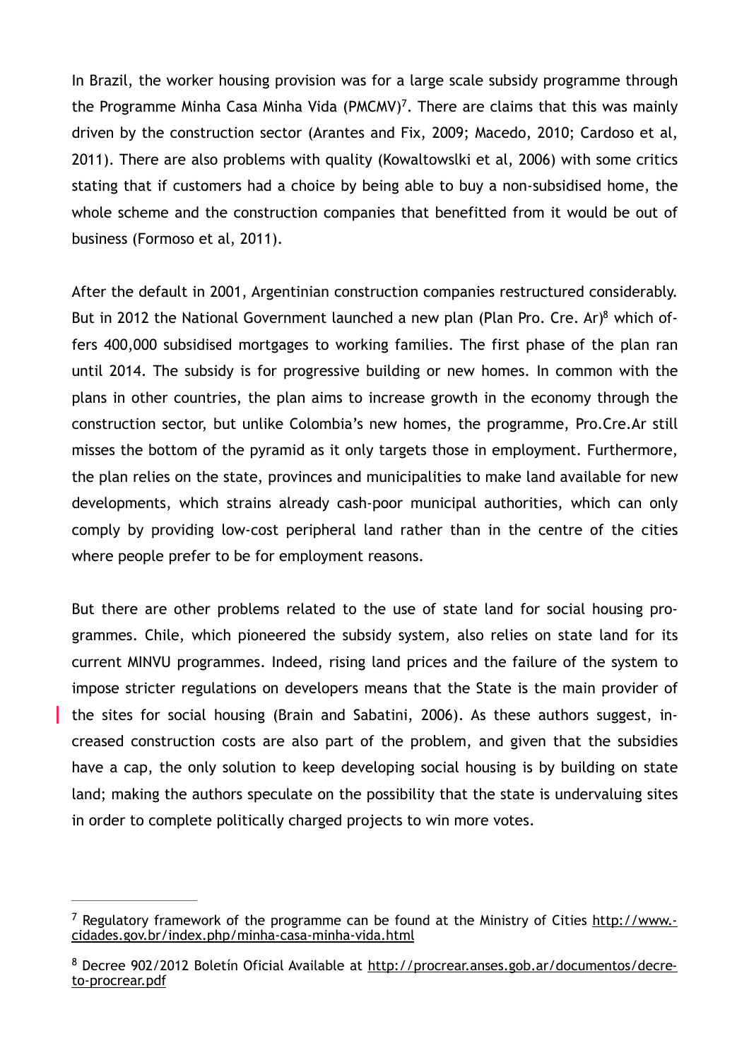In Brazil, the worker housing provision was for a large scale subsidy programme through the Programme Minha Casa Minha Vida (PMCMV)[7]. There are claims that this was mainly driven by the construction sector (Arantes and Fix, 2009; Macedo, 2010; Cardoso et al, 2011). There are also problems with quality (Kowaltowslki et al, 2006) with some critics stating that if customers had a choice by being able to buy a non-subsidised home, the whole scheme and the construction companies that benefitted from it would be out of business (Formoso et al, 2011).

After the default in 2001, Argentinian construction companies restructured considerably. But in 2012 the National Government launched a new plan (Plan Pro. Cre. Ar)[8] which offers 400,000 subsidised mortgages to working families. The first phase of the plan ran until 2014. The subsidy is for progressive building or new homes. In common with the plans in other countries, the plan aims to increase growth in the economy through the construction sector, but unlike Colombia's new homes, the programme, Pro.Cre.Ar still misses the bottom of the pyramid as it only targets those in employment. Furthermore, the plan relies on the state, provinces and municipalities to make land available for new developments, which strains already cash-poor municipal authorities, which can only comply by providing low-cost peripheral land rather than in the centre of the cities where people prefer to be for employment reasons.

But there are other problems related to the use of state land for social housing programmes. Chile, which pioneered the subsidy system, also relies on state land for its current MINVU programmes. Indeed, rising land prices and the failure of the system to impose stricter regulations on developers means that the State is the main provider of the sites for social housing (Brain and Sabatini, 2006). As these authors suggest, increased construction costs are also part of the problem, and given that the subsidies have a cap, the only solution to keep developing social housing is by building on state land; making the authors speculate on the possibility that the state is undervaluing sites in order to complete politically charged projects to win more votes.

---

[7] Regulatory framework of the programme can be found at the Ministry of Cities http://www.cidades.gov.br/index.php/minha-casa-minha-vida.html

[8] Decree 902/2012 Boletín Oficial Available at http://procrear.anses.gob.ar/documentos/decreto-procrear.pdf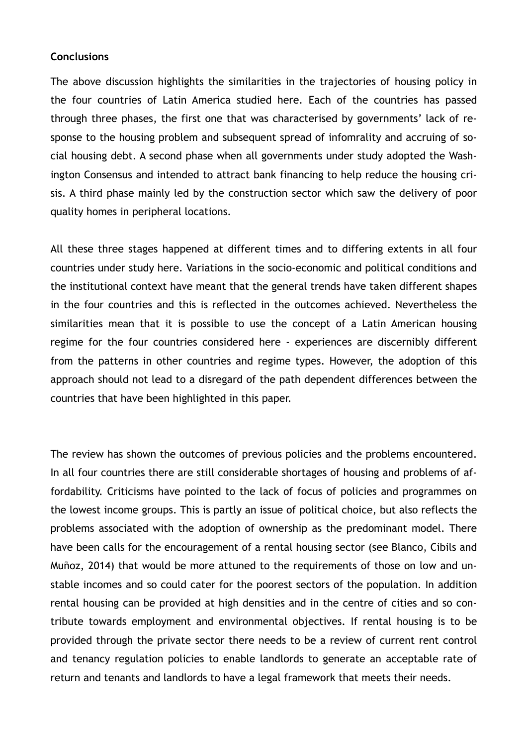**Conclusions**

The above discussion highlights the similarities in the trajectories of housing policy in the four countries of Latin America studied here. Each of the countries has passed through three phases, the first one that was characterised by governments' lack of response to the housing problem and subsequent spread of infomrality and accruing of social housing debt. A second phase when all governments under study adopted the Washington Consensus and intended to attract bank financing to help reduce the housing crisis. A third phase mainly led by the construction sector which saw the delivery of poor quality homes in peripheral locations.

All these three stages happened at different times and to differing extents in all four countries under study here. Variations in the socio-economic and political conditions and the institutional context have meant that the general trends have taken different shapes in the four countries and this is reflected in the outcomes achieved. Nevertheless the similarities mean that it is possible to use the concept of a Latin American housing regime for the four countries considered here - experiences are discernibly different from the patterns in other countries and regime types. However, the adoption of this approach should not lead to a disregard of the path dependent differences between the countries that have been highlighted in this paper.

The review has shown the outcomes of previous policies and the problems encountered. In all four countries there are still considerable shortages of housing and problems of affordability. Criticisms have pointed to the lack of focus of policies and programmes on the lowest income groups. This is partly an issue of political choice, but also reflects the problems associated with the adoption of ownership as the predominant model. There have been calls for the encouragement of a rental housing sector (see Blanco, Cibils and Muñoz, 2014) that would be more attuned to the requirements of those on low and unstable incomes and so could cater for the poorest sectors of the population. In addition rental housing can be provided at high densities and in the centre of cities and so contribute towards employment and environmental objectives. If rental housing is to be provided through the private sector there needs to be a review of current rent control and tenancy regulation policies to enable landlords to generate an acceptable rate of return and tenants and landlords to have a legal framework that meets their needs.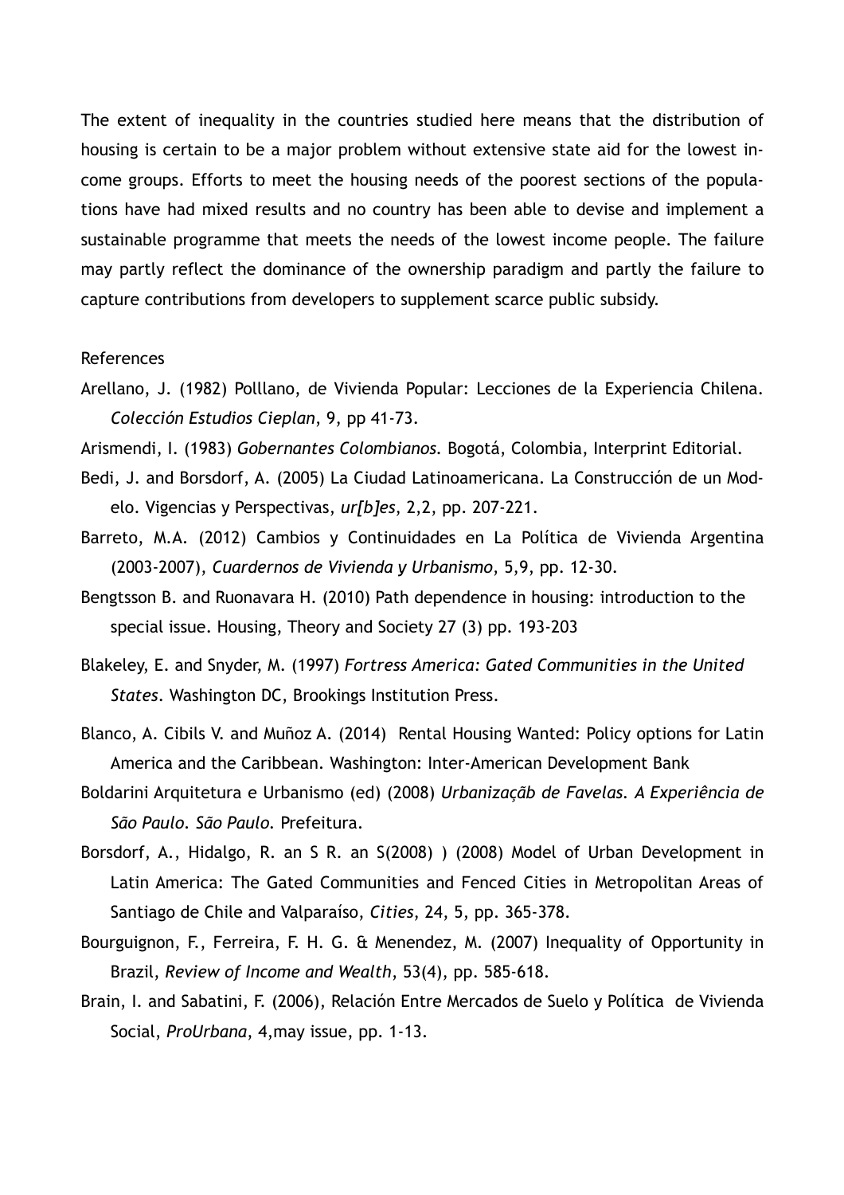The extent of inequality in the countries studied here means that the distribution of housing is certain to be a major problem without extensive state aid for the lowest income groups. Efforts to meet the housing needs of the poorest sections of the populations have had mixed results and no country has been able to devise and implement a sustainable programme that meets the needs of the lowest income people. The failure may partly reflect the dominance of the ownership paradigm and partly the failure to capture contributions from developers to supplement scarce public subsidy.

References

Arellano, J. (1982) Polllano, de Vivienda Popular: Lecciones de la Experiencia Chilena. *Colección Estudios Cieplan*, 9, pp 41-73.

Arismendi, I. (1983) *Gobernantes Colombianos.* Bogotá, Colombia, Interprint Editorial.

Bedi, J. and Borsdorf, A. (2005) La Ciudad Latinoamericana. La Construcción de un Modelo. Vigencias y Perspectivas, *ur[b]es*, 2,2, pp. 207-221.

Barreto, M.A. (2012) Cambios y Continuidades en La Política de Vivienda Argentina (2003-2007), *Cuardernos de Vivienda y Urbanismo*, 5,9, pp. 12-30.

Bengtsson B. and Ruonavara H. (2010) Path dependence in housing: introduction to the special issue. Housing, Theory and Society 27 (3) pp. 193-203

Blakeley, E. and Snyder, M. (1997) *Fortress America: Gated Communities in the United States*. Washington DC, Brookings Institution Press.

Blanco, A. Cibils V. and Muñoz A. (2014) Rental Housing Wanted: Policy options for Latin America and the Caribbean. Washington: Inter-American Development Bank

Boldarini Arquitetura e Urbanismo (ed) (2008) *Urbanizaçãb de Favelas. A Experiência de São Paulo. São Paulo.* Prefeitura.

Borsdorf, A., Hidalgo, R. an S R. an S(2008) ) (2008) Model of Urban Development in Latin America: The Gated Communities and Fenced Cities in Metropolitan Areas of Santiago de Chile and Valparaíso, *Cities*, 24, 5, pp. 365-378.

Bourguignon, F., Ferreira, F. H. G. & Menendez, M. (2007) Inequality of Opportunity in Brazil, *Review of Income and Wealth*, 53(4), pp. 585-618.

Brain, I. and Sabatini, F. (2006), Relación Entre Mercados de Suelo y Política de Vivienda Social, *ProUrbana*, 4,may issue, pp. 1-13.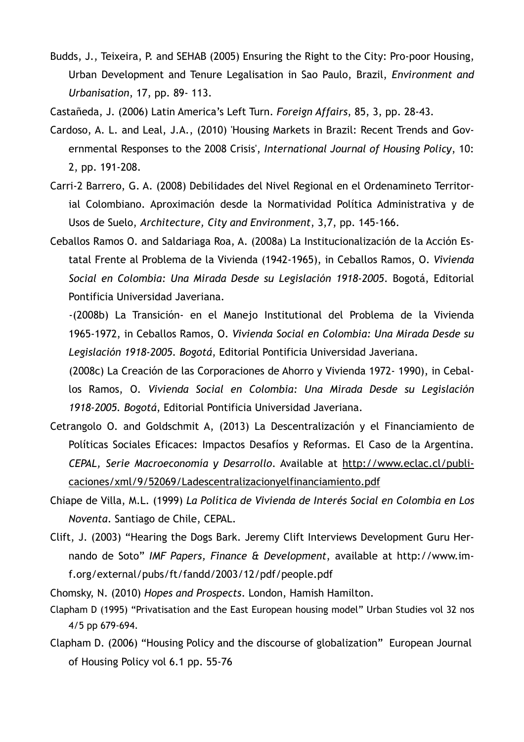Budds, J., Teixeira, P. and SEHAB (2005) Ensuring the Right to the City: Pro-poor Housing, Urban Development and Tenure Legalisation in Sao Paulo, Brazil, *Environment and Urbanisation*, 17, pp. 89- 113.

Castañeda, J. (2006) Latin America's Left Turn. *Foreign Affairs*, 85, 3, pp. 28-43.

Cardoso, A. L. and Leal, J.A., (2010) 'Housing Markets in Brazil: Recent Trends and Governmental Responses to the 2008 Crisis', *International Journal of Housing Policy*, 10: 2, pp. 191-208.

Carri-2 Barrero, G. A. (2008) Debilidades del Nivel Regional en el Ordenamineto Territorial Colombiano. Aproximación desde la Normatividad Política Administrativa y de Usos de Suelo, *Architecture, City and Environment*, 3,7, pp. 145-166.

Ceballos Ramos O. and Saldariaga Roa, A. (2008a) La Institucionalización de la Acción Estatal Frente al Problema de la Vivienda (1942-1965), in Ceballos Ramos, O. *Vivienda Social en Colombia: Una Mirada Desde su Legislación 1918-2005*. Bogotá, Editorial Pontificia Universidad Javeriana.

-(2008b) La Transición- en el Manejo Institutional del Problema de la Vivienda 1965-1972, in Ceballos Ramos, O. *Vivienda Social en Colombia: Una Mirada Desde su Legislación 1918-2005. Bogotá*, Editorial Pontificia Universidad Javeriana.

(2008c) La Creación de las Corporaciones de Ahorro y Vivienda 1972- 1990), in Ceballos Ramos, O. *Vivienda Social en Colombia: Una Mirada Desde su Legislación 1918-2005. Bogotá*, Editorial Pontificia Universidad Javeriana.

Cetrangolo O. and Goldschmit A, (2013) La Descentralización y el Financiamiento de Políticas Sociales Eficaces: Impactos Desafíos y Reformas. El Caso de la Argentina. *CEPAL, Serie Macroeconomía y Desarrollo*. Available at http://www.eclac.cl/publicaciones/xml/9/52069/Ladescentralizacionyelfinanciamiento.pdf

Chiape de Villa, M.L. (1999) *La Política de Vivienda de Interés Social en Colombia en Los Noventa*. Santiago de Chile, CEPAL.

Clift, J. (2003) "Hearing the Dogs Bark. Jeremy Clift Interviews Development Guru Hernando de Soto" *IMF Papers, Finance & Development*, available at http://www.imf.org/external/pubs/ft/fandd/2003/12/pdf/people.pdf

Chomsky, N. (2010) *Hopes and Prospects*. London, Hamish Hamilton.

Clapham D (1995) "Privatisation and the East European housing model" Urban Studies vol 32 nos 4/5 pp 679-694.

Clapham D. (2006) "Housing Policy and the discourse of globalization" European Journal of Housing Policy vol 6.1 pp. 55-76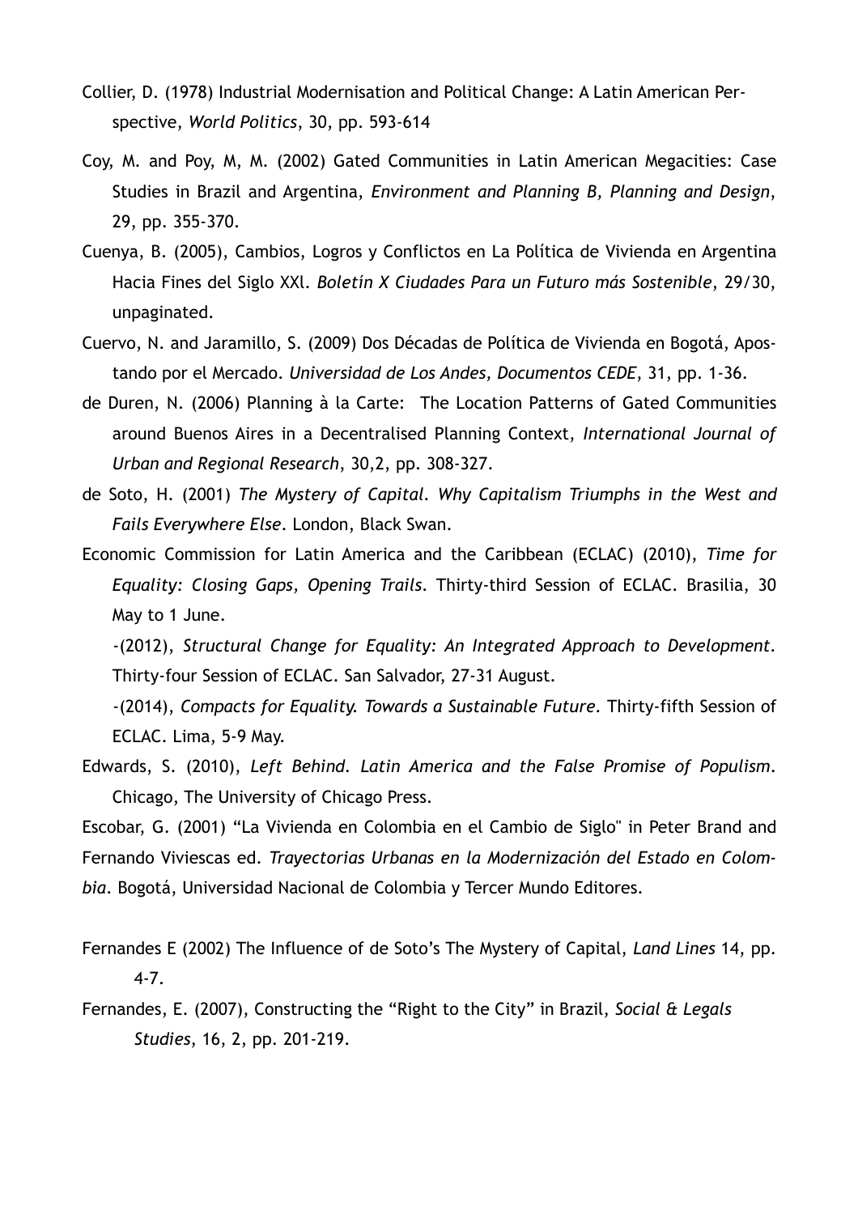Collier, D. (1978) Industrial Modernisation and Political Change: A Latin American Perspective, *World Politics*, 30, pp. 593-614

Coy, M. and Poy, M, M. (2002) Gated Communities in Latin American Megacities: Case Studies in Brazil and Argentina, *Environment and Planning B, Planning and Design*, 29, pp. 355-370.

Cuenya, B. (2005), Cambios, Logros y Conflictos en La Política de Vivienda en Argentina Hacia Fines del Siglo XXl. *Boletín X Ciudades Para un Futuro más Sostenible*, 29/30, unpaginated.

Cuervo, N. and Jaramillo, S. (2009) Dos Décadas de Política de Vivienda en Bogotá, Apostando por el Mercado. *Universidad de Los Andes, Documentos CEDE*, 31, pp. 1-36.

de Duren, N. (2006) Planning à la Carte: The Location Patterns of Gated Communities around Buenos Aires in a Decentralised Planning Context, *International Journal of Urban and Regional Research*, 30,2, pp. 308-327.

de Soto, H. (2001) *The Mystery of Capital. Why Capitalism Triumphs in the West and Fails Everywhere Else*. London, Black Swan.

Economic Commission for Latin America and the Caribbean (ECLAC) (2010), *Time for Equality: Closing Gaps, Opening Trails*. Thirty-third Session of ECLAC. Brasilia, 30 May to 1 June.

-(2012), *Structural Change for Equality: An Integrated Approach to Development*. Thirty-four Session of ECLAC. San Salvador, 27-31 August.

-(2014), *Compacts for Equality. Towards a Sustainable Future*. Thirty-fifth Session of ECLAC. Lima, 5-9 May.

Edwards, S. (2010), *Left Behind. Latin America and the False Promise of Populism*. Chicago, The University of Chicago Press.

Escobar, G. (2001) "La Vivienda en Colombia en el Cambio de Siglo" in Peter Brand and Fernando Viviescas ed. *Trayectorias Urbanas en la Modernización del Estado en Colombia*. Bogotá, Universidad Nacional de Colombia y Tercer Mundo Editores.

Fernandes E (2002) The Influence of de Soto's The Mystery of Capital, *Land Lines* 14, pp. 4-7.

Fernandes, E. (2007), Constructing the "Right to the City" in Brazil, *Social & Legals Studies*, 16, 2, pp. 201-219.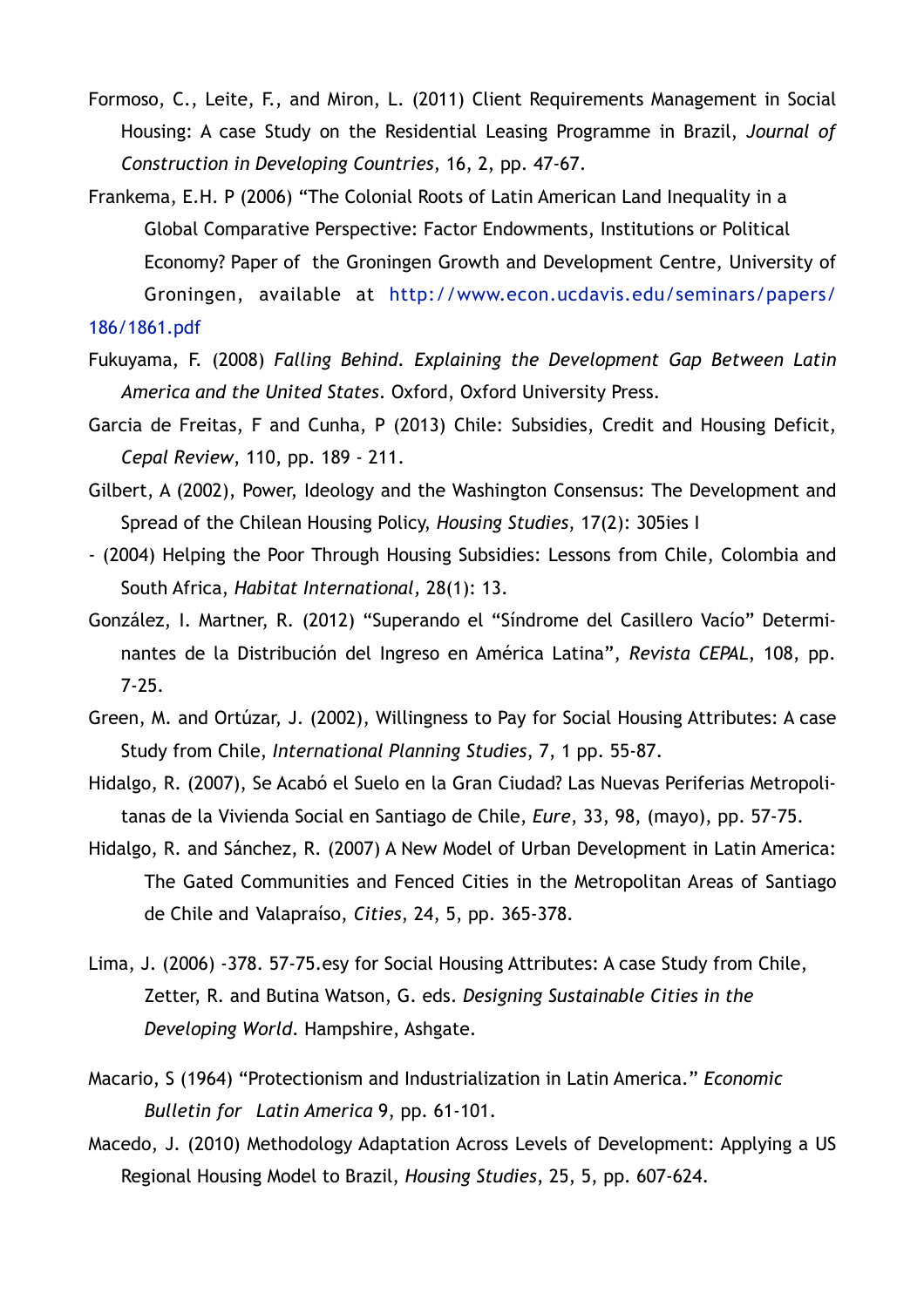Formoso, C., Leite, F., and Miron, L. (2011) Client Requirements Management in Social Housing: A case Study on the Residential Leasing Programme in Brazil, *Journal of Construction in Developing Countries*, 16, 2, pp. 47-67.

Frankema, E.H. P (2006) "The Colonial Roots of Latin American Land Inequality in a Global Comparative Perspective: Factor Endowments, Institutions or Political Economy? Paper of the Groningen Growth and Development Centre, University of Groningen, available at http://www.econ.ucdavis.edu/seminars/papers/186/1861.pdf

Fukuyama, F. (2008) *Falling Behind. Explaining the Development Gap Between Latin America and the United States*. Oxford, Oxford University Press.

Garcia de Freitas, F and Cunha, P (2013) Chile: Subsidies, Credit and Housing Deficit, *Cepal Review*, 110, pp. 189 - 211.

Gilbert, A (2002), Power, Ideology and the Washington Consensus: The Development and Spread of the Chilean Housing Policy, *Housing Studies*, 17(2): 305ies I

- (2004) Helping the Poor Through Housing Subsidies: Lessons from Chile, Colombia and South Africa, *Habitat International,* 28(1): 13.

González, I. Martner, R. (2012) "Superando el "Síndrome del Casillero Vacío" Determinantes de la Distribución del Ingreso en América Latina", *Revista CEPAL*, 108, pp. 7-25.

Green, M. and Ortúzar, J. (2002), Willingness to Pay for Social Housing Attributes: A case Study from Chile, *International Planning Studies*, 7, 1 pp. 55-87.

Hidalgo, R. (2007), Se Acabó el Suelo en la Gran Ciudad? Las Nuevas Periferias Metropolitanas de la Vivienda Social en Santiago de Chile, *Eure*, 33, 98, (mayo), pp. 57-75.

Hidalgo, R. and Sánchez, R. (2007) A New Model of Urban Development in Latin America: The Gated Communities and Fenced Cities in the Metropolitan Areas of Santiago de Chile and Valapraíso, *Cities*, 24, 5, pp. 365-378.

Lima, J. (2006) -378. 57-75.esy for Social Housing Attributes: A case Study from Chile, Zetter, R. and Butina Watson, G. eds. *Designing Sustainable Cities in the Developing World*. Hampshire, Ashgate.

Macario, S (1964) "Protectionism and Industrialization in Latin America." *Economic Bulletin for Latin America* 9, pp. 61-101.

Macedo, J. (2010) Methodology Adaptation Across Levels of Development: Applying a US Regional Housing Model to Brazil, *Housing Studies*, 25, 5, pp. 607-624.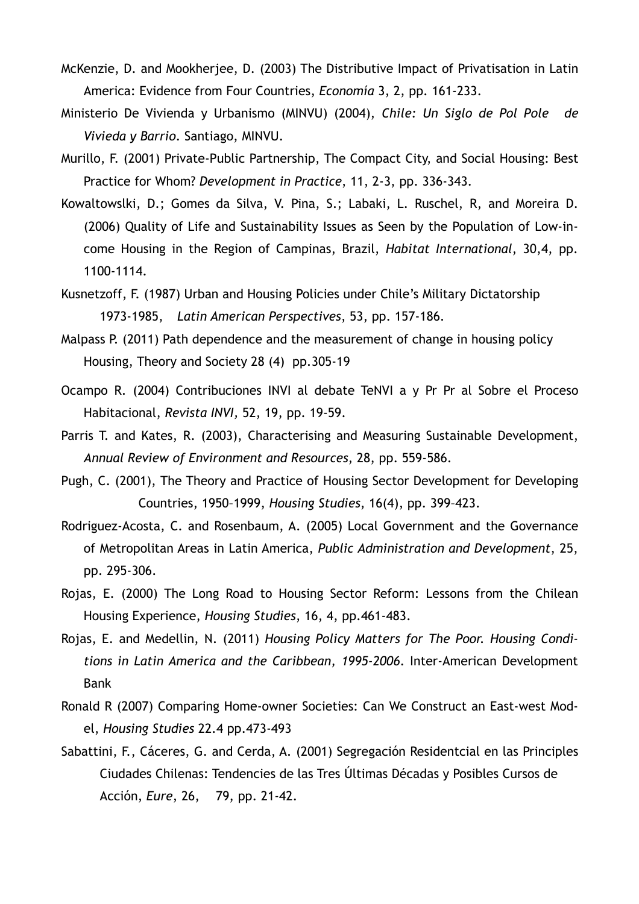McKenzie, D. and Mookherjee, D. (2003) The Distributive Impact of Privatisation in Latin America: Evidence from Four Countries, *Economía* 3, 2, pp. 161-233.

Ministerio De Vivienda y Urbanismo (MINVU) (2004), *Chile: Un Siglo de Pol Pole de Vivieda y Barrio*. Santiago, MINVU.

Murillo, F. (2001) Private-Public Partnership, The Compact City, and Social Housing: Best Practice for Whom? *Development in Practice*, 11, 2-3, pp. 336-343.

Kowaltowslki, D.; Gomes da Silva, V. Pina, S.; Labaki, L. Ruschel, R, and Moreira D. (2006) Quality of Life and Sustainability Issues as Seen by the Population of Low-income Housing in the Region of Campinas, Brazil, *Habitat International*, 30,4, pp. 1100-1114.

Kusnetzoff, F. (1987) Urban and Housing Policies under Chile's Military Dictatorship 1973-1985, *Latin American Perspectives*, 53, pp. 157-186.

Malpass P. (2011) Path dependence and the measurement of change in housing policy Housing, Theory and Society 28 (4) pp.305-19

Ocampo R. (2004) Contribuciones INVI al debate TeNVI a y Pr Pr al Sobre el Proceso Habitacional, *Revista INVI*, 52, 19, pp. 19-59.

Parris T. and Kates, R. (2003), Characterising and Measuring Sustainable Development, *Annual Review of Environment and Resources*, 28, pp. 559-586.

Pugh, C. (2001), The Theory and Practice of Housing Sector Development for Developing Countries, 1950–1999, *Housing Studies*, 16(4), pp. 399–423.

Rodriguez-Acosta, C. and Rosenbaum, A. (2005) Local Government and the Governance of Metropolitan Areas in Latin America, *Public Administration and Development*, 25, pp. 295-306.

Rojas, E. (2000) The Long Road to Housing Sector Reform: Lessons from the Chilean Housing Experience, *Housing Studies*, 16, 4, pp.461-483.

Rojas, E. and Medellin, N. (2011) *Housing Policy Matters for The Poor. Housing Conditions in Latin America and the Caribbean, 1995-2006*. Inter-American Development Bank

Ronald R (2007) Comparing Home-owner Societies: Can We Construct an East-west Model, *Housing Studies* 22.4 pp.473-493

Sabattini, F., Cáceres, G. and Cerda, A. (2001) Segregación Residentcial en las Principles Ciudades Chilenas: Tendencies de las Tres Últimas Décadas y Posibles Cursos de Acción, *Eure*, 26, 79, pp. 21-42.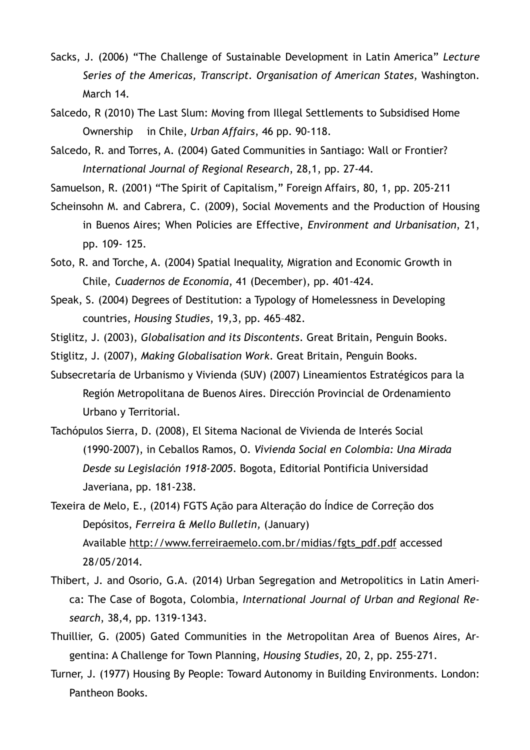Sacks, J. (2006) "The Challenge of Sustainable Development in Latin America" *Lecture Series of the Americas, Transcript. Organisation of American States*, Washington. March 14.

Salcedo, R (2010) The Last Slum: Moving from Illegal Settlements to Subsidised Home Ownership in Chile, *Urban Affairs*, 46 pp. 90-118.

Salcedo, R. and Torres, A. (2004) Gated Communities in Santiago: Wall or Frontier? *International Journal of Regional Research*, 28,1, pp. 27-44.

Samuelson, R. (2001) "The Spirit of Capitalism," Foreign Affairs, 80, 1, pp. 205-211

Scheinsohn M. and Cabrera, C. (2009), Social Movements and the Production of Housing in Buenos Aires; When Policies are Effective, *Environment and Urbanisation*, 21, pp. 109- 125.

Soto, R. and Torche, A. (2004) Spatial Inequality, Migration and Economic Growth in Chile, *Cuadernos de Economía*, 41 (December), pp. 401-424.

Speak, S. (2004) Degrees of Destitution: a Typology of Homelessness in Developing countries, *Housing Studies*, 19,3, pp. 465–482.

Stiglitz, J. (2003), *Globalisation and its Discontents*. Great Britain, Penguin Books.

Stiglitz, J. (2007), *Making Globalisation Work*. Great Britain, Penguin Books.

Subsecretaría de Urbanismo y Vivienda (SUV) (2007) Lineamientos Estratégicos para la Región Metropolitana de Buenos Aires. Dirección Provincial de Ordenamiento Urbano y Territorial.

Tachópulos Sierra, D. (2008), El Sitema Nacional de Vivienda de Interés Social (1990-2007), in Ceballos Ramos, O. *Vivienda Social en Colombia: Una Mirada Desde su Legislación 1918-2005*. Bogota, Editorial Pontificia Universidad Javeriana, pp. 181-238.

Texeira de Melo, E., (2014) FGTS Ação para Alteração do Índice de Correção dos Depósitos, *Ferreira & Mello Bulletin*, (January) Available http://www.ferreiraemelo.com.br/midias/fgts_pdf.pdf accessed 28/05/2014.

Thibert, J. and Osorio, G.A. (2014) Urban Segregation and Metropolitics in Latin America: The Case of Bogota, Colombia, *International Journal of Urban and Regional Research*, 38,4, pp. 1319-1343.

Thuillier, G. (2005) Gated Communities in the Metropolitan Area of Buenos Aires, Argentina: A Challenge for Town Planning, *Housing Studies*, 20, 2, pp. 255-271.

Turner, J. (1977) Housing By People: Toward Autonomy in Building Environments. London: Pantheon Books.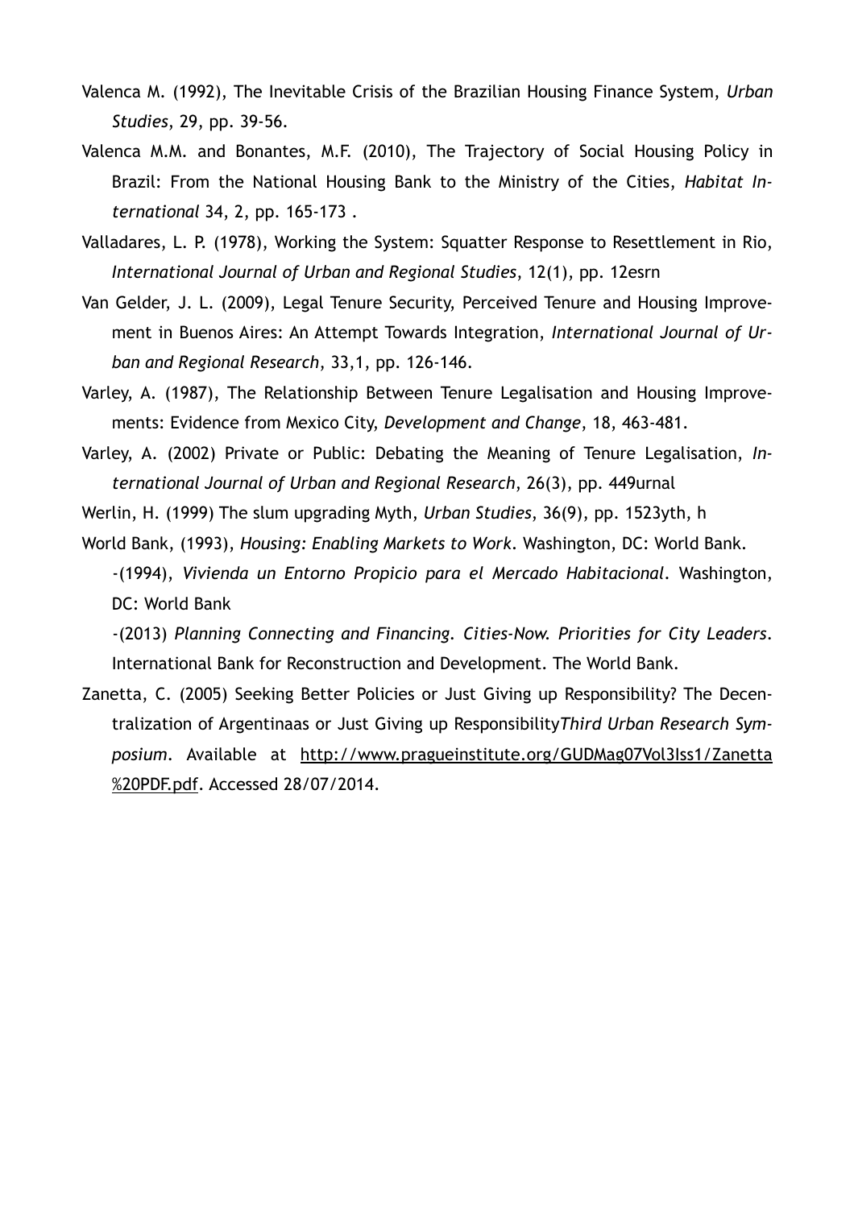Valenca M. (1992), The Inevitable Crisis of the Brazilian Housing Finance System, *Urban Studies*, 29, pp. 39-56.

Valenca M.M. and Bonantes, M.F. (2010), The Trajectory of Social Housing Policy in Brazil: From the National Housing Bank to the Ministry of the Cities, *Habitat International* 34, 2, pp. 165-173 .

Valladares, L. P. (1978), Working the System: Squatter Response to Resettlement in Rio, *International Journal of Urban and Regional Studies*, 12(1), pp. 12esrn

Van Gelder, J. L. (2009), Legal Tenure Security, Perceived Tenure and Housing Improvement in Buenos Aires: An Attempt Towards Integration, *International Journal of Urban and Regional Research*, 33,1, pp. 126-146.

Varley, A. (1987), The Relationship Between Tenure Legalisation and Housing Improvements: Evidence from Mexico City, *Development and Change*, 18, 463-481.

Varley, A. (2002) Private or Public: Debating the Meaning of Tenure Legalisation, *International Journal of Urban and Regional Research*, 26(3), pp. 449urnal

Werlin, H. (1999) The slum upgrading Myth, *Urban Studies*, 36(9), pp. 1523yth, h

World Bank, (1993), *Housing: Enabling Markets to Work*. Washington, DC: World Bank.

-(1994), *Vivienda un Entorno Propicio para el Mercado Habitacional*. Washington, DC: World Bank

-(2013) *Planning Connecting and Financing. Cities-Now. Priorities for City Leaders*. International Bank for Reconstruction and Development. The World Bank.

Zanetta, C. (2005) Seeking Better Policies or Just Giving up Responsibility? The Decentralization of Argentinaas or Just Giving up Responsibility*Third Urban Research Symposium*. Available at http://www.pragueinstitute.org/GUDMag07Vol3Iss1/Zanetta%20PDF.pdf. Accessed 28/07/2014.